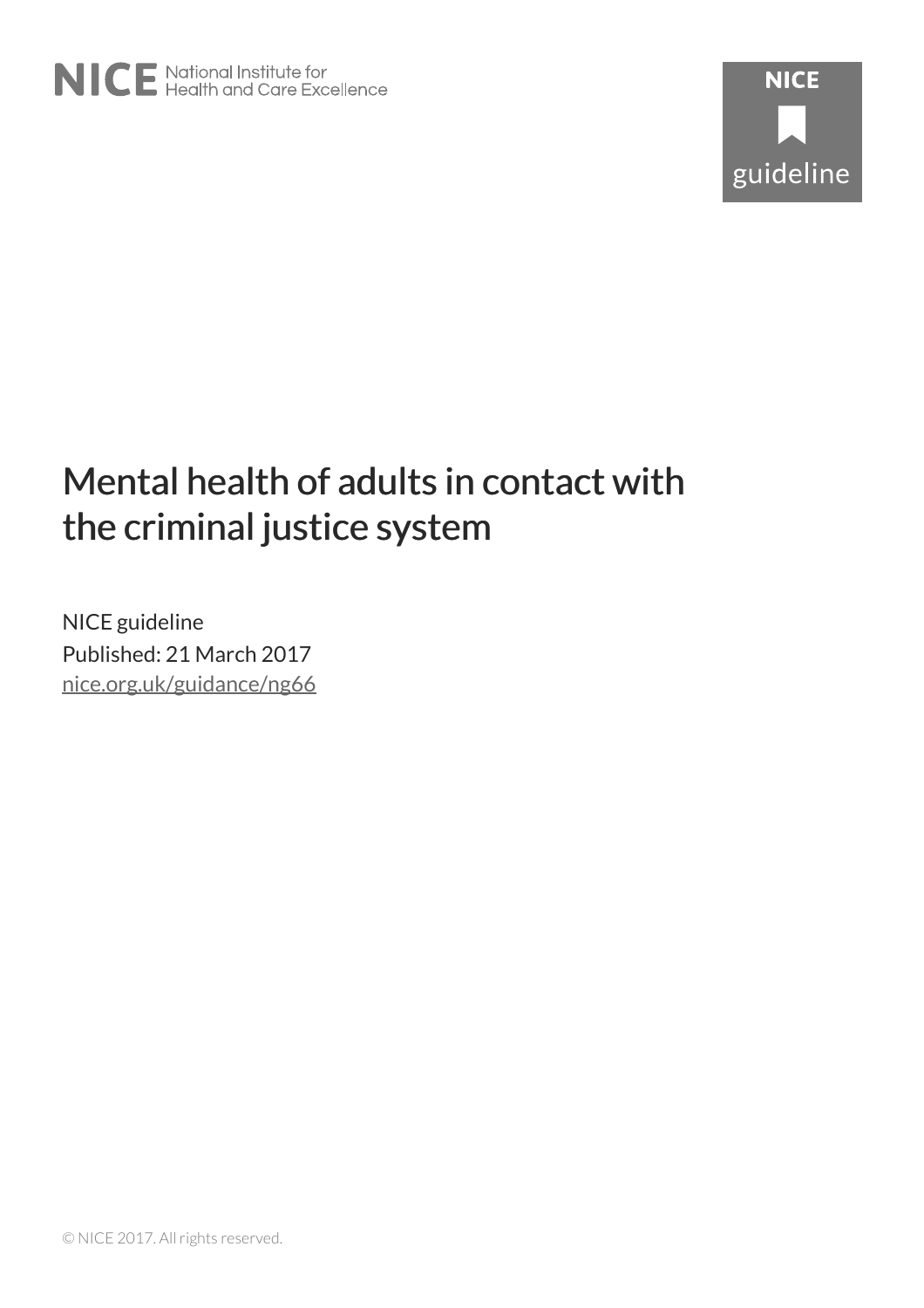NICE National Institute for Health and Care Excellence

NICE guideline

# Mental health of adults in contact with the criminal justice system

NICE guideline

Published: 21 March 2017

nice.org.uk/guidance/ng66

© NICE 2017. All rights reserved.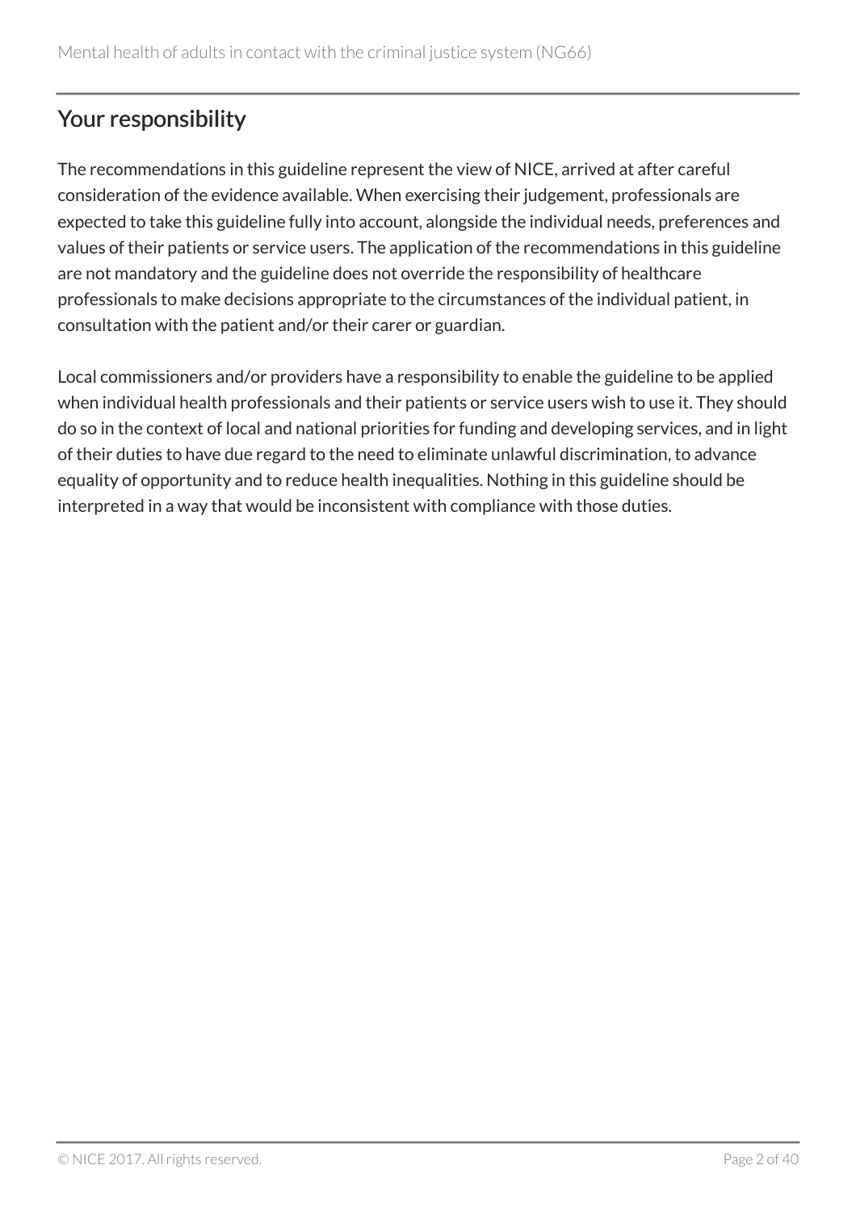## Your responsibility

The recommendations in this guideline represent the view of NICE, arrived at after careful consideration of the evidence available. When exercising their judgement, professionals are expected to take this guideline fully into account, alongside the individual needs, preferences and values of their patients or service users. The application of the recommendations in this guideline are not mandatory and the guideline does not override the responsibility of healthcare professionals to make decisions appropriate to the circumstances of the individual patient, in consultation with the patient and/or their carer or guardian.

Local commissioners and/or providers have a responsibility to enable the guideline to be applied when individual health professionals and their patients or service users wish to use it. They should do so in the context of local and national priorities for funding and developing services, and in light of their duties to have due regard to the need to eliminate unlawful discrimination, to advance equality of opportunity and to reduce health inequalities. Nothing in this guideline should be interpreted in a way that would be inconsistent with compliance with those duties.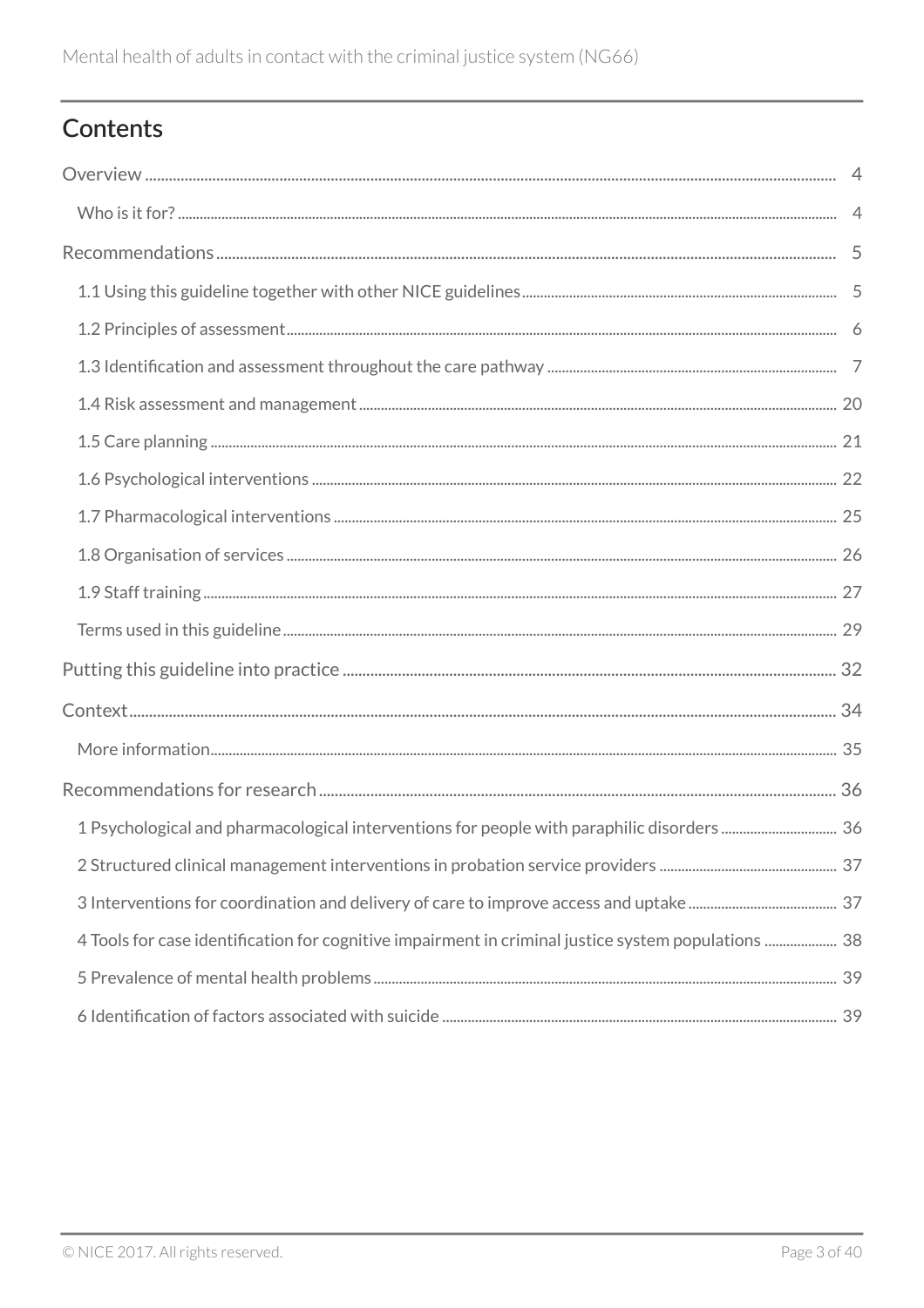## Contents

Overview ..... 4

- Who is it for? ..... 4

Recommendations ..... 5

- 1.1 Using this guideline together with other NICE guidelines ..... 5
- 1.2 Principles of assessment ..... 6
- 1.3 Identification and assessment throughout the care pathway ..... 7
- 1.4 Risk assessment and management ..... 20
- 1.5 Care planning ..... 21
- 1.6 Psychological interventions ..... 22
- 1.7 Pharmacological interventions ..... 25
- 1.8 Organisation of services ..... 26
- 1.9 Staff training ..... 27
- Terms used in this guideline ..... 29

Putting this guideline into practice ..... 32

Context ..... 34

- More information ..... 35

Recommendations for research ..... 36

- 1 Psychological and pharmacological interventions for people with paraphilic disorders ..... 36
- 2 Structured clinical management interventions in probation service providers ..... 37
- 3 Interventions for coordination and delivery of care to improve access and uptake ..... 37
- 4 Tools for case identification for cognitive impairment in criminal justice system populations ..... 38
- 5 Prevalence of mental health problems ..... 39
- 6 Identification of factors associated with suicide ..... 39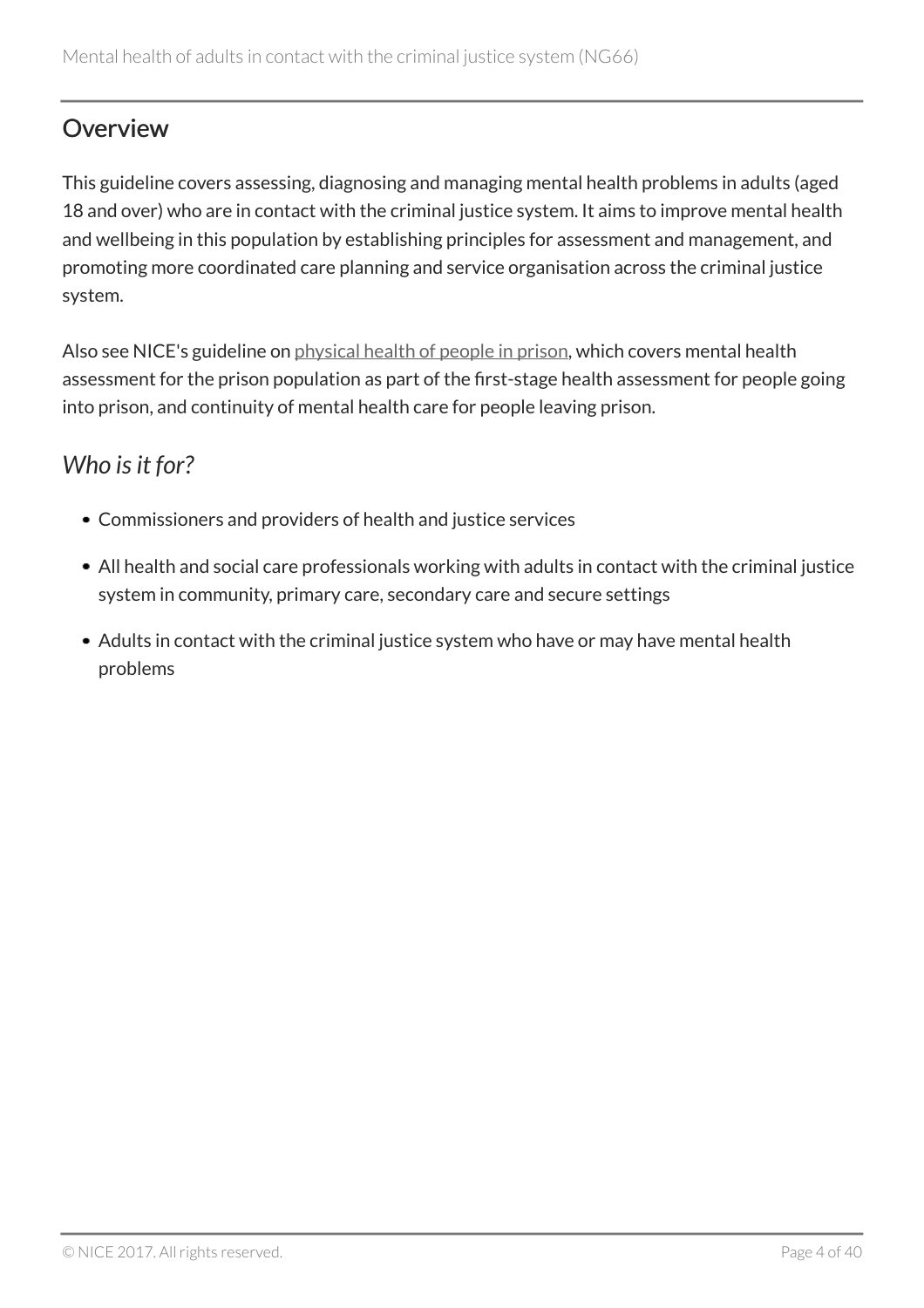## Overview

This guideline covers assessing, diagnosing and managing mental health problems in adults (aged 18 and over) who are in contact with the criminal justice system. It aims to improve mental health and wellbeing in this population by establishing principles for assessment and management, and promoting more coordinated care planning and service organisation across the criminal justice system.

Also see NICE's guideline on physical health of people in prison, which covers mental health assessment for the prison population as part of the first-stage health assessment for people going into prison, and continuity of mental health care for people leaving prison.

### *Who is it for?*

- Commissioners and providers of health and justice services
- All health and social care professionals working with adults in contact with the criminal justice system in community, primary care, secondary care and secure settings
- Adults in contact with the criminal justice system who have or may have mental health problems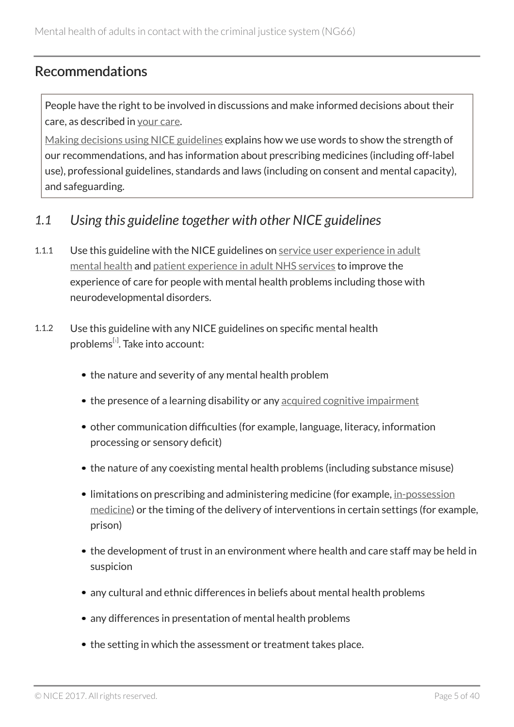## Recommendations

> People have the right to be involved in discussions and make informed decisions about their care, as described in your care.
>
> Making decisions using NICE guidelines explains how we use words to show the strength of our recommendations, and has information about prescribing medicines (including off-label use), professional guidelines, standards and laws (including on consent and mental capacity), and safeguarding.

### *1.1 Using this guideline together with other NICE guidelines*

1.1.1 Use this guideline with the NICE guidelines on service user experience in adult mental health and patient experience in adult NHS services to improve the experience of care for people with mental health problems including those with neurodevelopmental disorders.

1.1.2 Use this guideline with any NICE guidelines on specific mental health problems[1]. Take into account:

- the nature and severity of any mental health problem
- the presence of a learning disability or any acquired cognitive impairment
- other communication difficulties (for example, language, literacy, information processing or sensory deficit)
- the nature of any coexisting mental health problems (including substance misuse)
- limitations on prescribing and administering medicine (for example, in-possession medicine) or the timing of the delivery of interventions in certain settings (for example, prison)
- the development of trust in an environment where health and care staff may be held in suspicion
- any cultural and ethnic differences in beliefs about mental health problems
- any differences in presentation of mental health problems
- the setting in which the assessment or treatment takes place.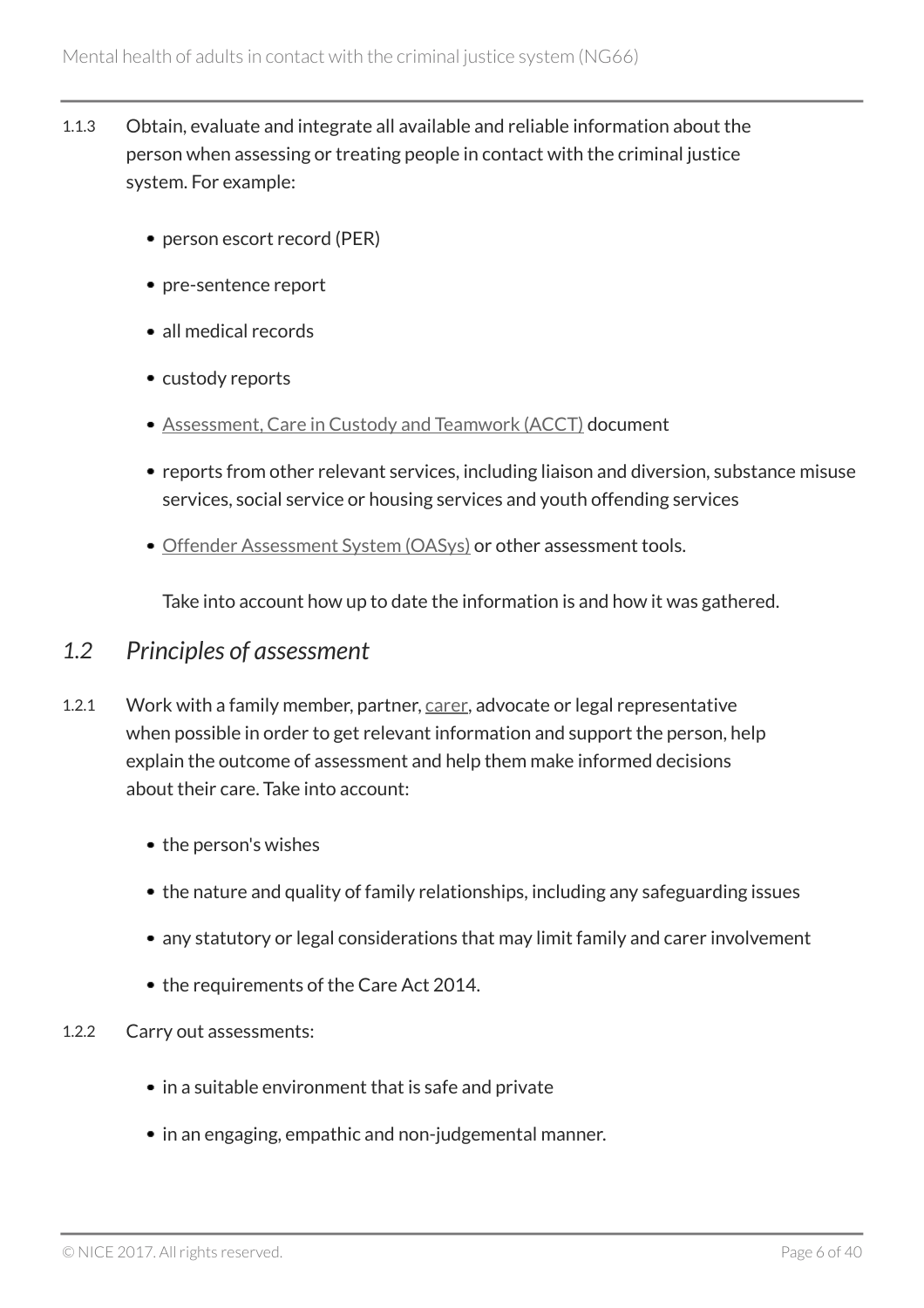1.1.3 Obtain, evaluate and integrate all available and reliable information about the person when assessing or treating people in contact with the criminal justice system. For example:

- person escort record (PER)
- pre-sentence report
- all medical records
- custody reports
- Assessment, Care in Custody and Teamwork (ACCT) document
- reports from other relevant services, including liaison and diversion, substance misuse services, social service or housing services and youth offending services
- Offender Assessment System (OASys) or other assessment tools.

Take into account how up to date the information is and how it was gathered.

## *1.2 Principles of assessment*

1.2.1 Work with a family member, partner, carer, advocate or legal representative when possible in order to get relevant information and support the person, help explain the outcome of assessment and help them make informed decisions about their care. Take into account:

- the person's wishes
- the nature and quality of family relationships, including any safeguarding issues
- any statutory or legal considerations that may limit family and carer involvement
- the requirements of the Care Act 2014.

1.2.2 Carry out assessments:

- in a suitable environment that is safe and private
- in an engaging, empathic and non-judgemental manner.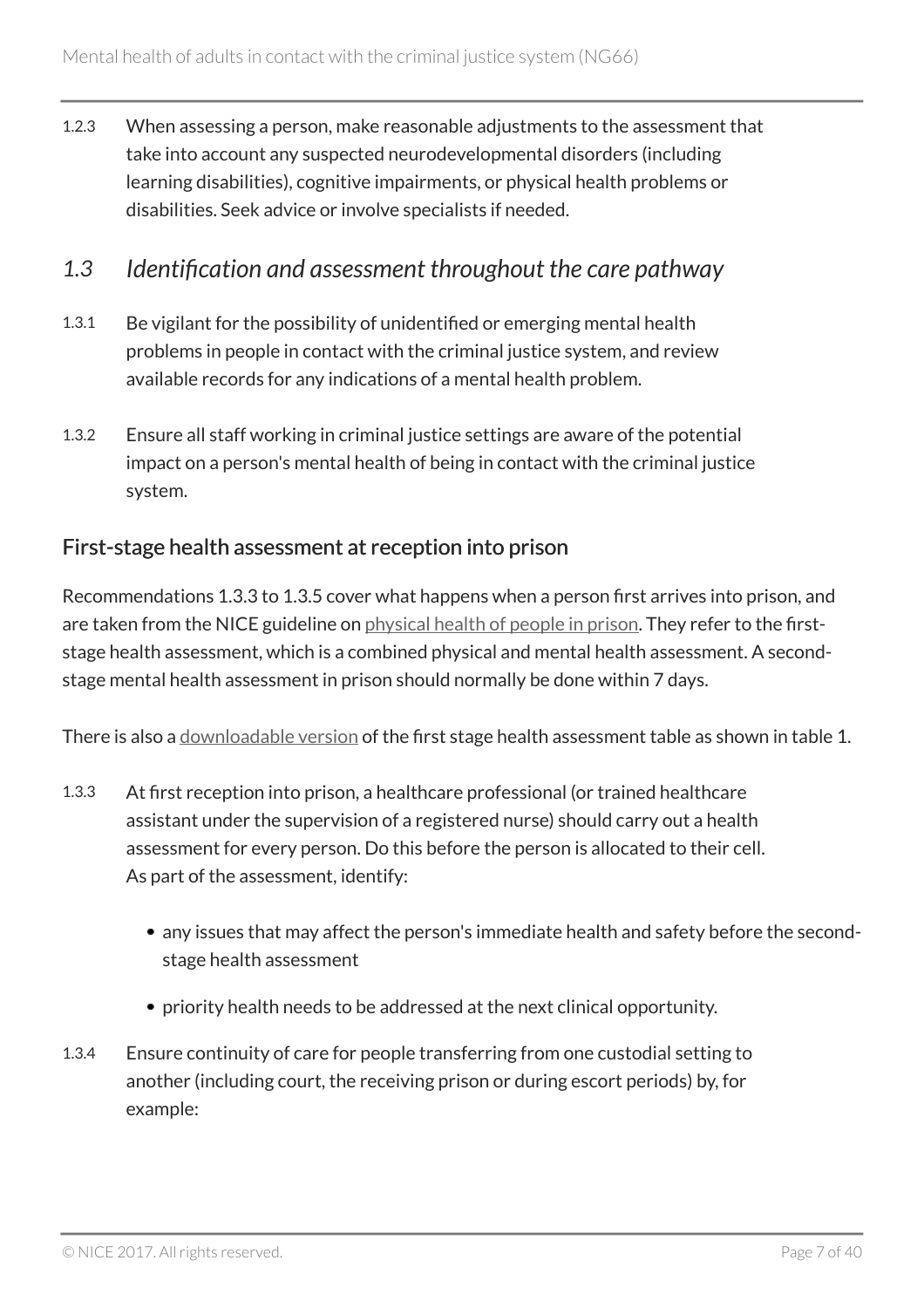1.2.3 When assessing a person, make reasonable adjustments to the assessment that take into account any suspected neurodevelopmental disorders (including learning disabilities), cognitive impairments, or physical health problems or disabilities. Seek advice or involve specialists if needed.

## *1.3 Identification and assessment throughout the care pathway*

1.3.1 Be vigilant for the possibility of unidentified or emerging mental health problems in people in contact with the criminal justice system, and review available records for any indications of a mental health problem.

1.3.2 Ensure all staff working in criminal justice settings are aware of the potential impact on a person's mental health of being in contact with the criminal justice system.

### First-stage health assessment at reception into prison

Recommendations 1.3.3 to 1.3.5 cover what happens when a person first arrives into prison, and are taken from the NICE guideline on physical health of people in prison. They refer to the first-stage health assessment, which is a combined physical and mental health assessment. A second-stage mental health assessment in prison should normally be done within 7 days.

There is also a downloadable version of the first stage health assessment table as shown in table 1.

1.3.3 At first reception into prison, a healthcare professional (or trained healthcare assistant under the supervision of a registered nurse) should carry out a health assessment for every person. Do this before the person is allocated to their cell. As part of the assessment, identify:

- any issues that may affect the person's immediate health and safety before the second-stage health assessment
- priority health needs to be addressed at the next clinical opportunity.

1.3.4 Ensure continuity of care for people transferring from one custodial setting to another (including court, the receiving prison or during escort periods) by, for example: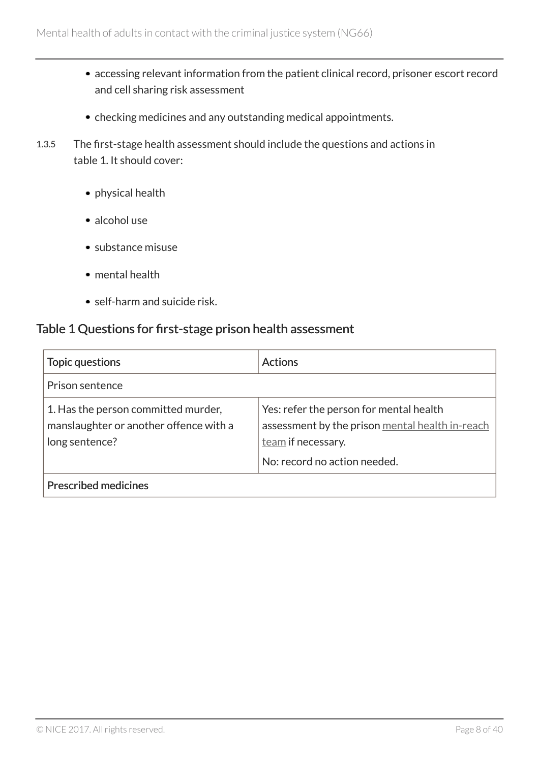- accessing relevant information from the patient clinical record, prisoner escort record and cell sharing risk assessment
- checking medicines and any outstanding medical appointments.

1.3.5 The first-stage health assessment should include the questions and actions in table 1. It should cover:

- physical health
- alcohol use
- substance misuse
- mental health
- self-harm and suicide risk.

## Table 1 Questions for first-stage prison health assessment

| Topic questions | Actions |
|---|---|
| Prison sentence | |
| 1. Has the person committed murder, manslaughter or another offence with a long sentence? | Yes: refer the person for mental health assessment by the prison mental health in-reach team if necessary.<br>No: record no action needed. |
| Prescribed medicines | |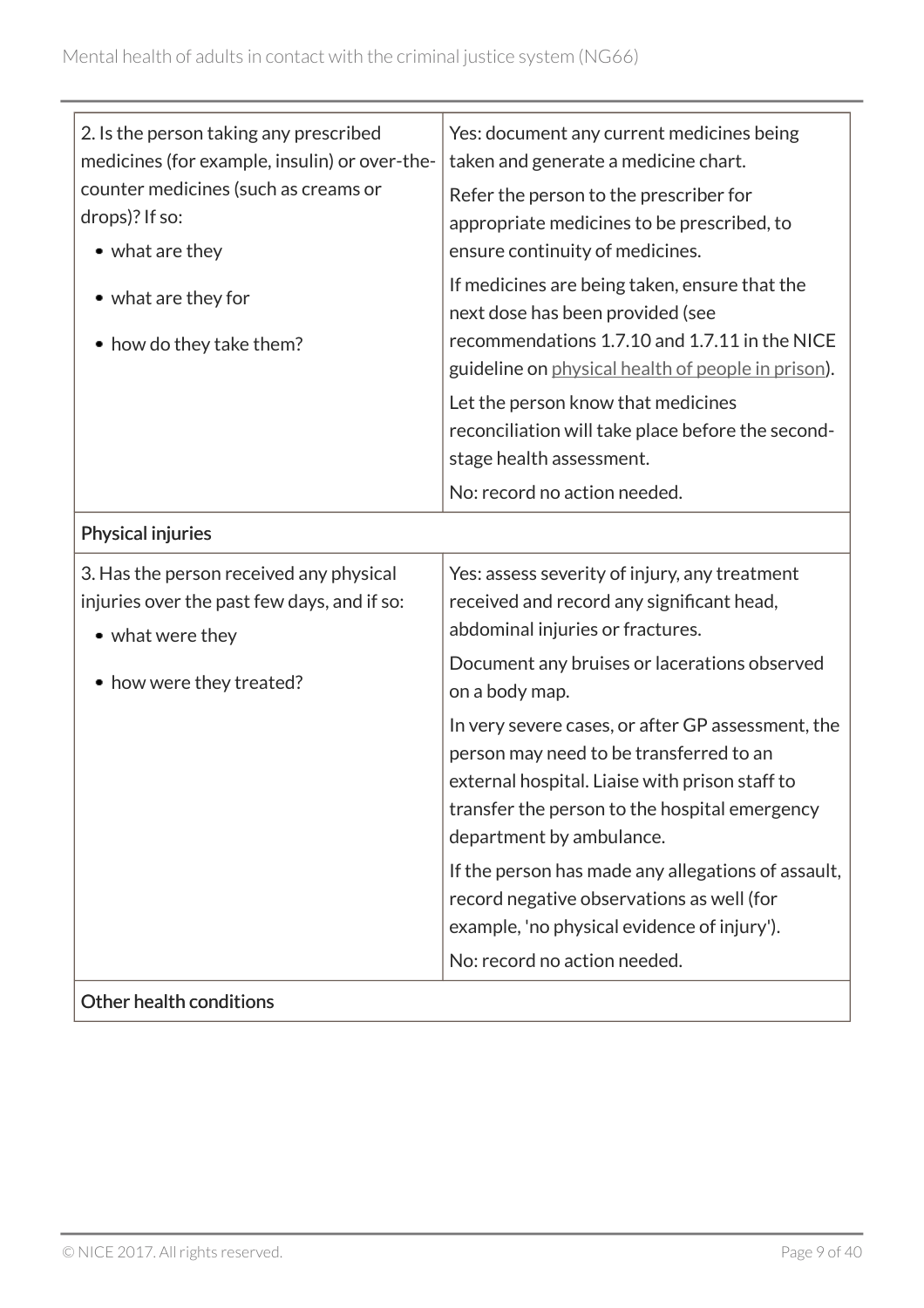| | |
|---|---|
| 2. Is the person taking any prescribed medicines (for example, insulin) or over-the-counter medicines (such as creams or drops)? If so:<br>• what are they<br>• what are they for<br>• how do they take them? | Yes: document any current medicines being taken and generate a medicine chart.<br>Refer the person to the prescriber for appropriate medicines to be prescribed, to ensure continuity of medicines.<br>If medicines are being taken, ensure that the next dose has been provided (see recommendations 1.7.10 and 1.7.11 in the NICE guideline on physical health of people in prison).<br>Let the person know that medicines reconciliation will take place before the second-stage health assessment.<br>No: record no action needed. |
| **Physical injuries** | |
| 3. Has the person received any physical injuries over the past few days, and if so:<br>• what were they<br>• how were they treated? | Yes: assess severity of injury, any treatment received and record any significant head, abdominal injuries or fractures.<br>Document any bruises or lacerations observed on a body map.<br>In very severe cases, or after GP assessment, the person may need to be transferred to an external hospital. Liaise with prison staff to transfer the person to the hospital emergency department by ambulance.<br>If the person has made any allegations of assault, record negative observations as well (for example, 'no physical evidence of injury').<br>No: record no action needed. |
| **Other health conditions** | |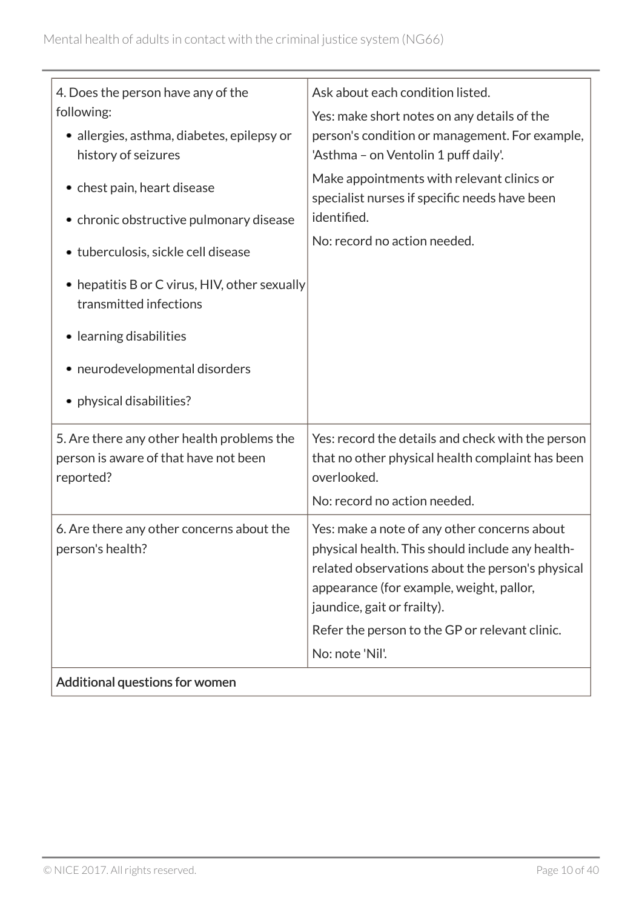| | |
|---|---|
| 4. Does the person have any of the following:<br>• allergies, asthma, diabetes, epilepsy or history of seizures<br>• chest pain, heart disease<br>• chronic obstructive pulmonary disease<br>• tuberculosis, sickle cell disease<br>• hepatitis B or C virus, HIV, other sexually transmitted infections<br>• learning disabilities<br>• neurodevelopmental disorders<br>• physical disabilities? | Ask about each condition listed.<br>Yes: make short notes on any details of the person's condition or management. For example, 'Asthma – on Ventolin 1 puff daily'.<br>Make appointments with relevant clinics or specialist nurses if specific needs have been identified.<br>No: record no action needed. |
| 5. Are there any other health problems the person is aware of that have not been reported? | Yes: record the details and check with the person that no other physical health complaint has been overlooked.<br>No: record no action needed. |
| 6. Are there any other concerns about the person's health? | Yes: make a note of any other concerns about physical health. This should include any health-related observations about the person's physical appearance (for example, weight, pallor, jaundice, gait or frailty).<br>Refer the person to the GP or relevant clinic.<br>No: note 'Nil'. |
| **Additional questions for women** | |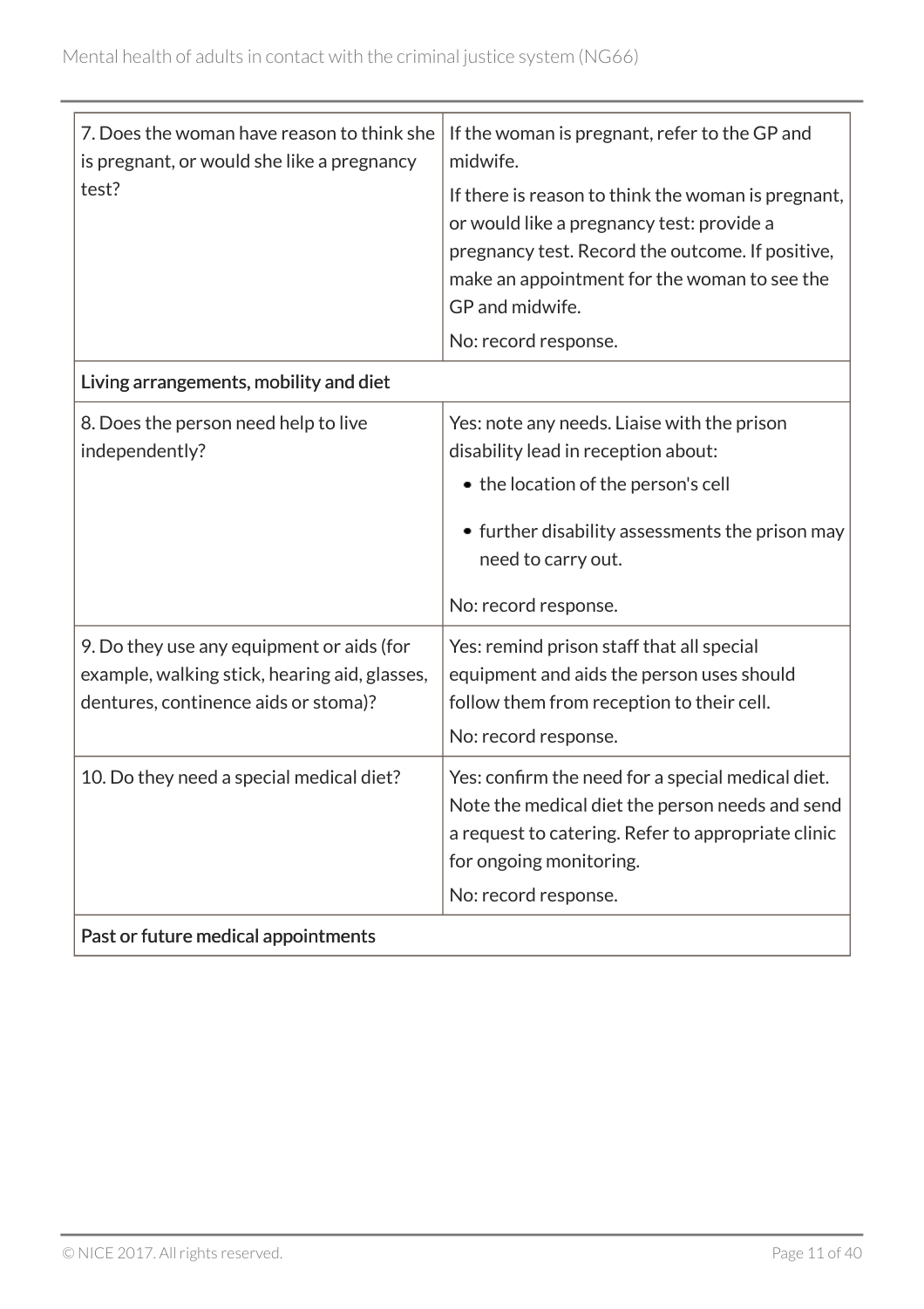| | |
|---|---|
| 7. Does the woman have reason to think she is pregnant, or would she like a pregnancy test? | If the woman is pregnant, refer to the GP and midwife.<br><br>If there is reason to think the woman is pregnant, or would like a pregnancy test: provide a pregnancy test. Record the outcome. If positive, make an appointment for the woman to see the GP and midwife.<br><br>No: record response. |
| Living arrangements, mobility and diet | |
| 8. Does the person need help to live independently? | Yes: note any needs. Liaise with the prison disability lead in reception about:<br>• the location of the person's cell<br>• further disability assessments the prison may need to carry out.<br><br>No: record response. |
| 9. Do they use any equipment or aids (for example, walking stick, hearing aid, glasses, dentures, continence aids or stoma)? | Yes: remind prison staff that all special equipment and aids the person uses should follow them from reception to their cell.<br><br>No: record response. |
| 10. Do they need a special medical diet? | Yes: confirm the need for a special medical diet. Note the medical diet the person needs and send a request to catering. Refer to appropriate clinic for ongoing monitoring.<br><br>No: record response. |
| Past or future medical appointments | |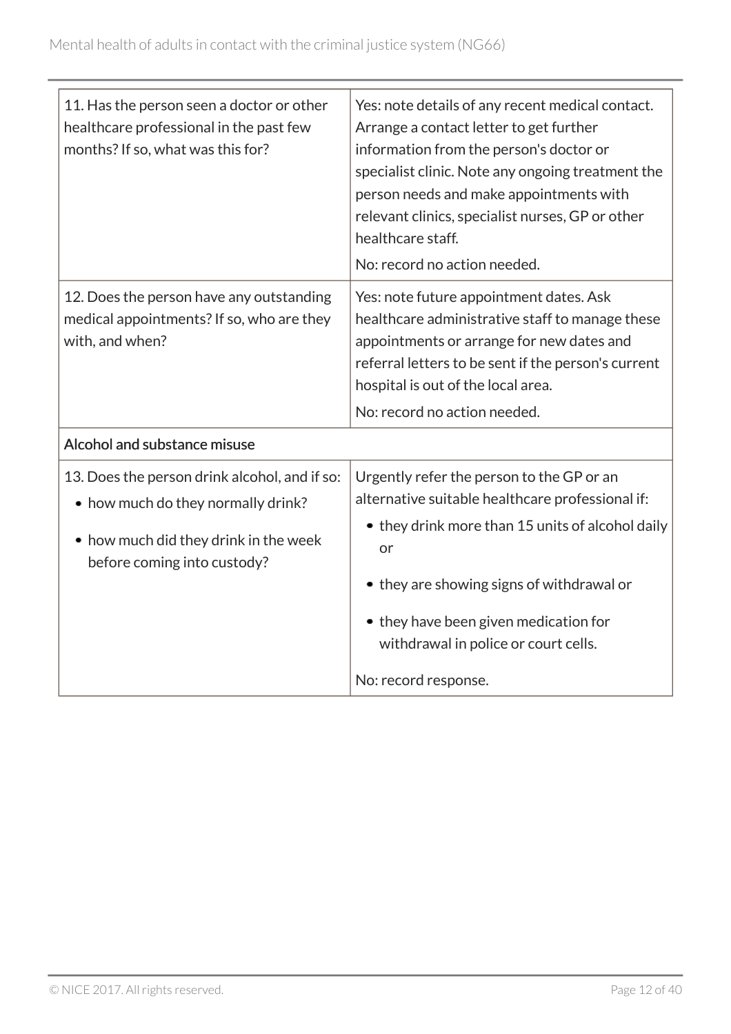| | |
|---|---|
| 11. Has the person seen a doctor or other healthcare professional in the past few months? If so, what was this for? | Yes: note details of any recent medical contact. Arrange a contact letter to get further information from the person's doctor or specialist clinic. Note any ongoing treatment the person needs and make appointments with relevant clinics, specialist nurses, GP or other healthcare staff.<br><br>No: record no action needed. |
| 12. Does the person have any outstanding medical appointments? If so, who are they with, and when? | Yes: note future appointment dates. Ask healthcare administrative staff to manage these appointments or arrange for new dates and referral letters to be sent if the person's current hospital is out of the local area.<br><br>No: record no action needed. |
| **Alcohol and substance misuse** | |
| 13. Does the person drink alcohol, and if so:<br>• how much do they normally drink?<br>• how much did they drink in the week before coming into custody? | Urgently refer the person to the GP or an alternative suitable healthcare professional if:<br>• they drink more than 15 units of alcohol daily or<br>• they are showing signs of withdrawal or<br>• they have been given medication for withdrawal in police or court cells.<br><br>No: record response. |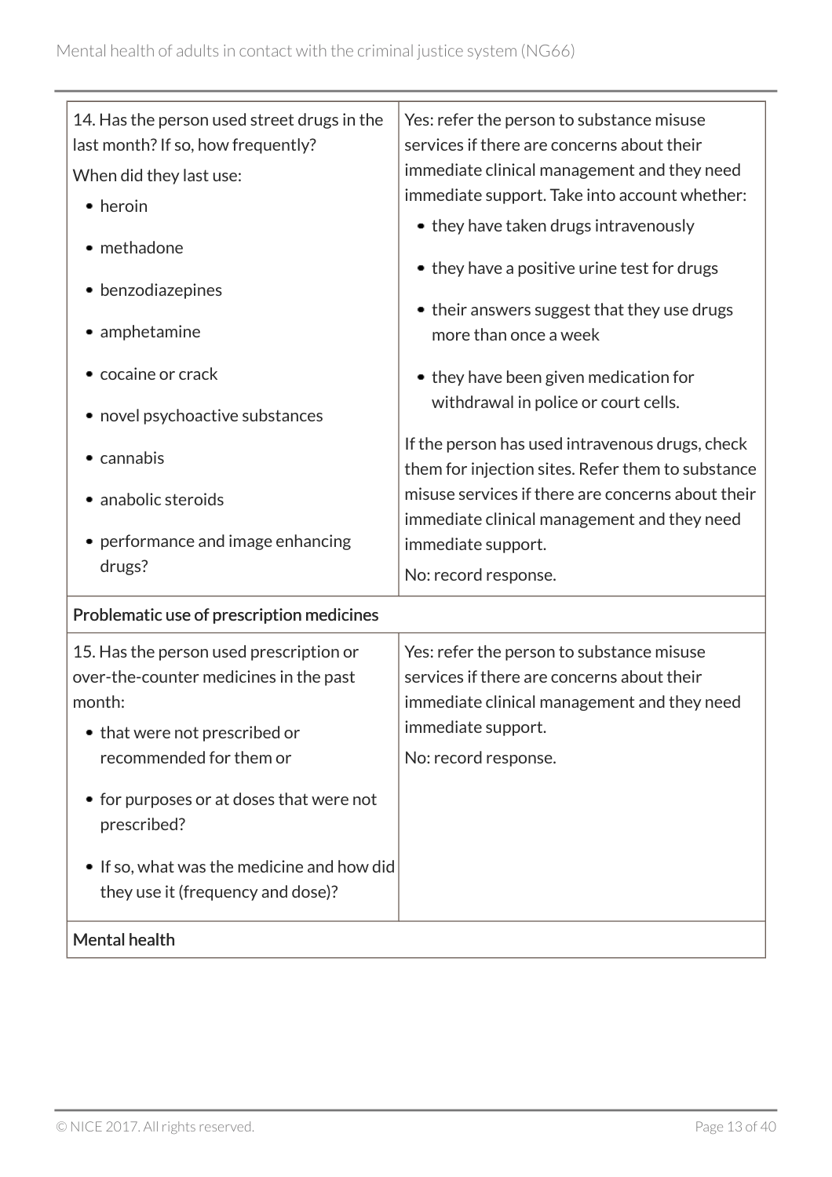| | |
|---|---|
| 14. Has the person used street drugs in the last month? If so, how frequently?<br>When did they last use:<br>• heroin<br>• methadone<br>• benzodiazepines<br>• amphetamine<br>• cocaine or crack<br>• novel psychoactive substances<br>• cannabis<br>• anabolic steroids<br>• performance and image enhancing drugs? | Yes: refer the person to substance misuse services if there are concerns about their immediate clinical management and they need immediate support. Take into account whether:<br>• they have taken drugs intravenously<br>• they have a positive urine test for drugs<br>• their answers suggest that they use drugs more than once a week<br>• they have been given medication for withdrawal in police or court cells.<br>If the person has used intravenous drugs, check them for injection sites. Refer them to substance misuse services if there are concerns about their immediate clinical management and they need immediate support.<br>No: record response. |
| **Problematic use of prescription medicines** | |
| 15. Has the person used prescription or over-the-counter medicines in the past month:<br>• that were not prescribed or recommended for them or<br>• for purposes or at doses that were not prescribed?<br>• If so, what was the medicine and how did they use it (frequency and dose)? | Yes: refer the person to substance misuse services if there are concerns about their immediate clinical management and they need immediate support.<br>No: record response. |
| **Mental health** | |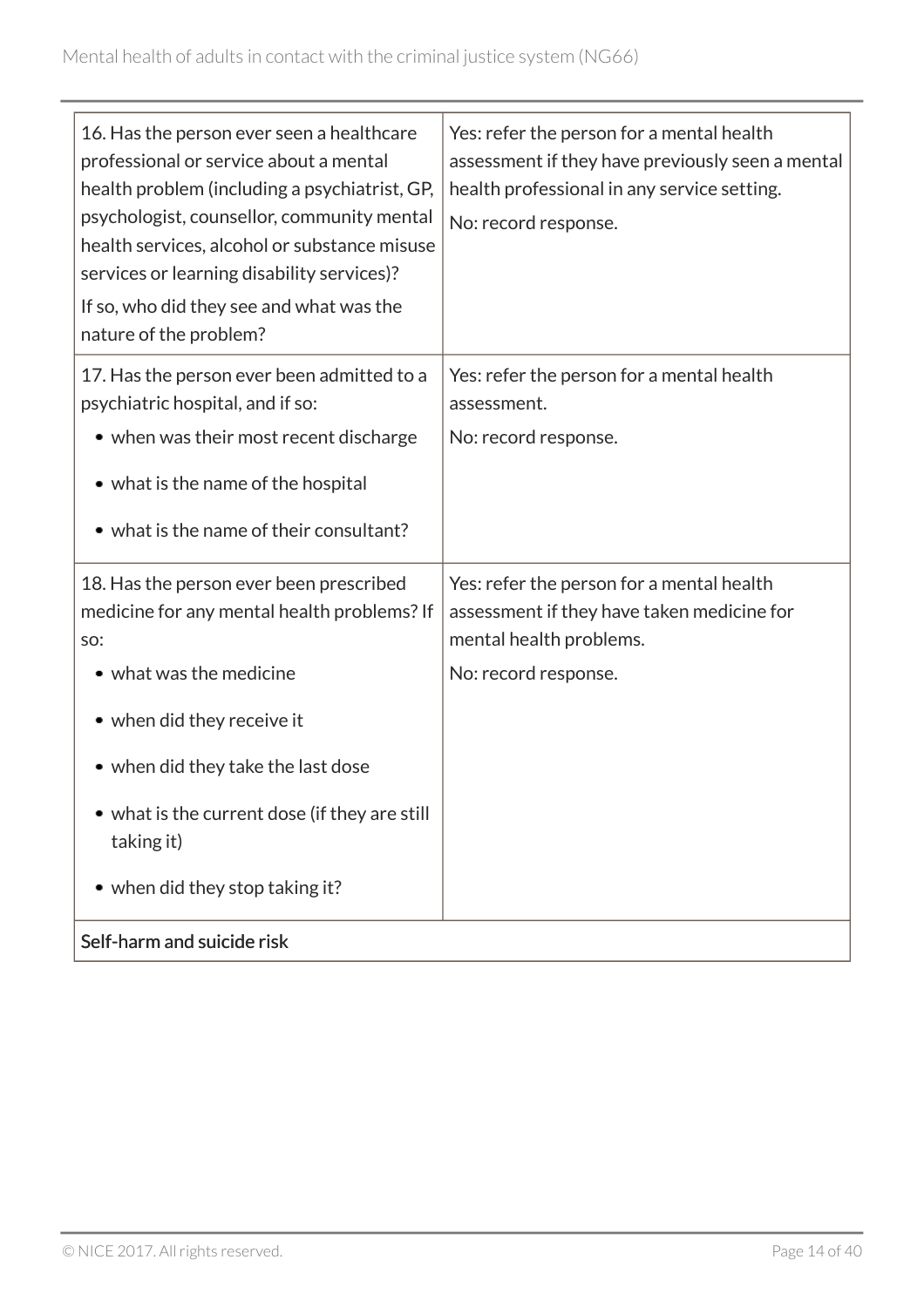| | |
|---|---|
| 16. Has the person ever seen a healthcare professional or service about a mental health problem (including a psychiatrist, GP, psychologist, counsellor, community mental health services, alcohol or substance misuse services or learning disability services)?<br><br>If so, who did they see and what was the nature of the problem? | Yes: refer the person for a mental health assessment if they have previously seen a mental health professional in any service setting.<br><br>No: record response. |
| 17. Has the person ever been admitted to a psychiatric hospital, and if so:<br><br>• when was their most recent discharge<br><br>• what is the name of the hospital<br><br>• what is the name of their consultant? | Yes: refer the person for a mental health assessment.<br><br>No: record response. |
| 18. Has the person ever been prescribed medicine for any mental health problems? If so:<br><br>• what was the medicine<br><br>• when did they receive it<br><br>• when did they take the last dose<br><br>• what is the current dose (if they are still taking it)<br><br>• when did they stop taking it? | Yes: refer the person for a mental health assessment if they have taken medicine for mental health problems.<br><br>No: record response. |
| **Self-harm and suicide risk** | |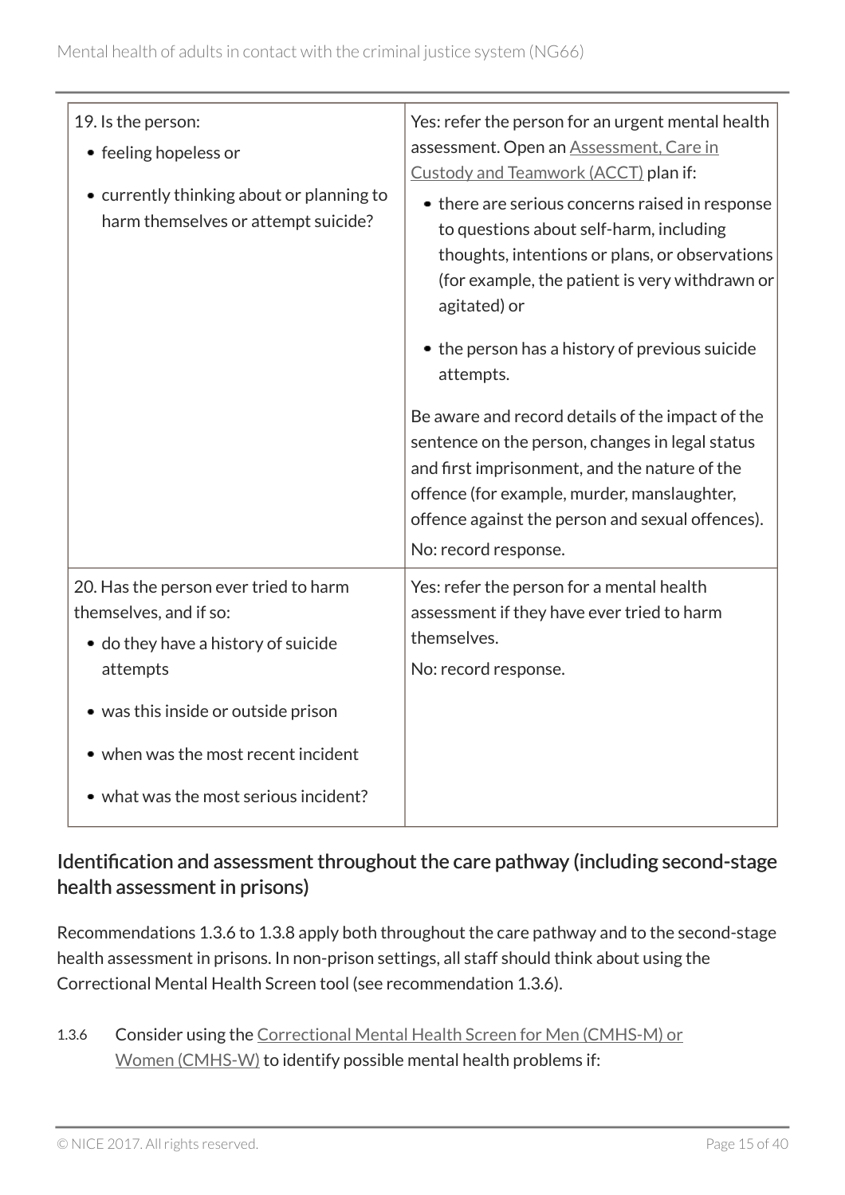| | |
|---|---|
| 19. Is the person:<br>• feeling hopeless or<br>• currently thinking about or planning to harm themselves or attempt suicide? | Yes: refer the person for an urgent mental health assessment. Open an Assessment, Care in Custody and Teamwork (ACCT) plan if:<br>• there are serious concerns raised in response to questions about self-harm, including thoughts, intentions or plans, or observations (for example, the patient is very withdrawn or agitated) or<br>• the person has a history of previous suicide attempts.<br>Be aware and record details of the impact of the sentence on the person, changes in legal status and first imprisonment, and the nature of the offence (for example, murder, manslaughter, offence against the person and sexual offences).<br>No: record response. |
| 20. Has the person ever tried to harm themselves, and if so:<br>• do they have a history of suicide attempts<br>• was this inside or outside prison<br>• when was the most recent incident<br>• what was the most serious incident? | Yes: refer the person for a mental health assessment if they have ever tried to harm themselves.<br>No: record response. |

### Identification and assessment throughout the care pathway (including second-stage health assessment in prisons)

Recommendations 1.3.6 to 1.3.8 apply both throughout the care pathway and to the second-stage health assessment in prisons. In non-prison settings, all staff should think about using the Correctional Mental Health Screen tool (see recommendation 1.3.6).

1.3.6 Consider using the Correctional Mental Health Screen for Men (CMHS-M) or Women (CMHS-W) to identify possible mental health problems if: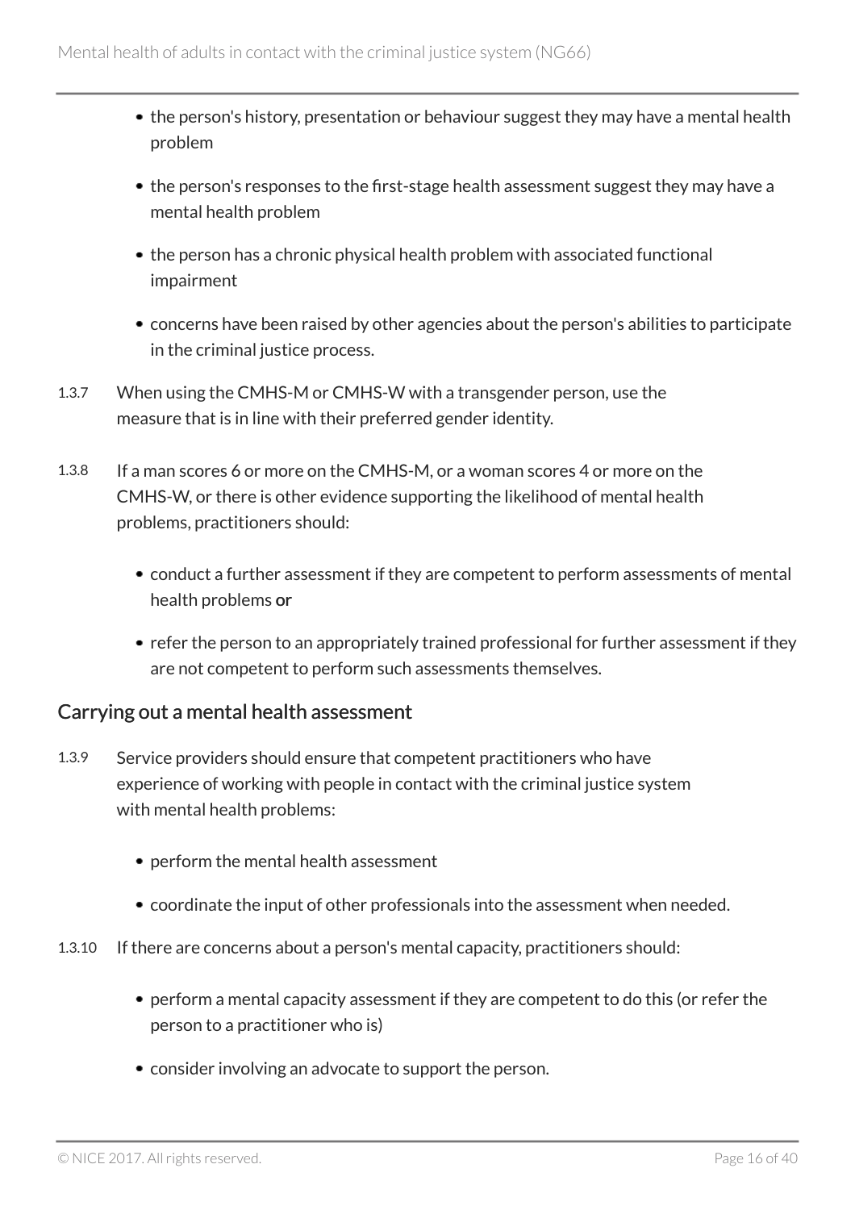- the person's history, presentation or behaviour suggest they may have a mental health problem
- the person's responses to the first-stage health assessment suggest they may have a mental health problem
- the person has a chronic physical health problem with associated functional impairment
- concerns have been raised by other agencies about the person's abilities to participate in the criminal justice process.

1.3.7 When using the CMHS-M or CMHS-W with a transgender person, use the measure that is in line with their preferred gender identity.

1.3.8 If a man scores 6 or more on the CMHS-M, or a woman scores 4 or more on the CMHS-W, or there is other evidence supporting the likelihood of mental health problems, practitioners should:

- conduct a further assessment if they are competent to perform assessments of mental health problems **or**
- refer the person to an appropriately trained professional for further assessment if they are not competent to perform such assessments themselves.

## Carrying out a mental health assessment

1.3.9 Service providers should ensure that competent practitioners who have experience of working with people in contact with the criminal justice system with mental health problems:

- perform the mental health assessment
- coordinate the input of other professionals into the assessment when needed.

1.3.10 If there are concerns about a person's mental capacity, practitioners should:

- perform a mental capacity assessment if they are competent to do this (or refer the person to a practitioner who is)
- consider involving an advocate to support the person.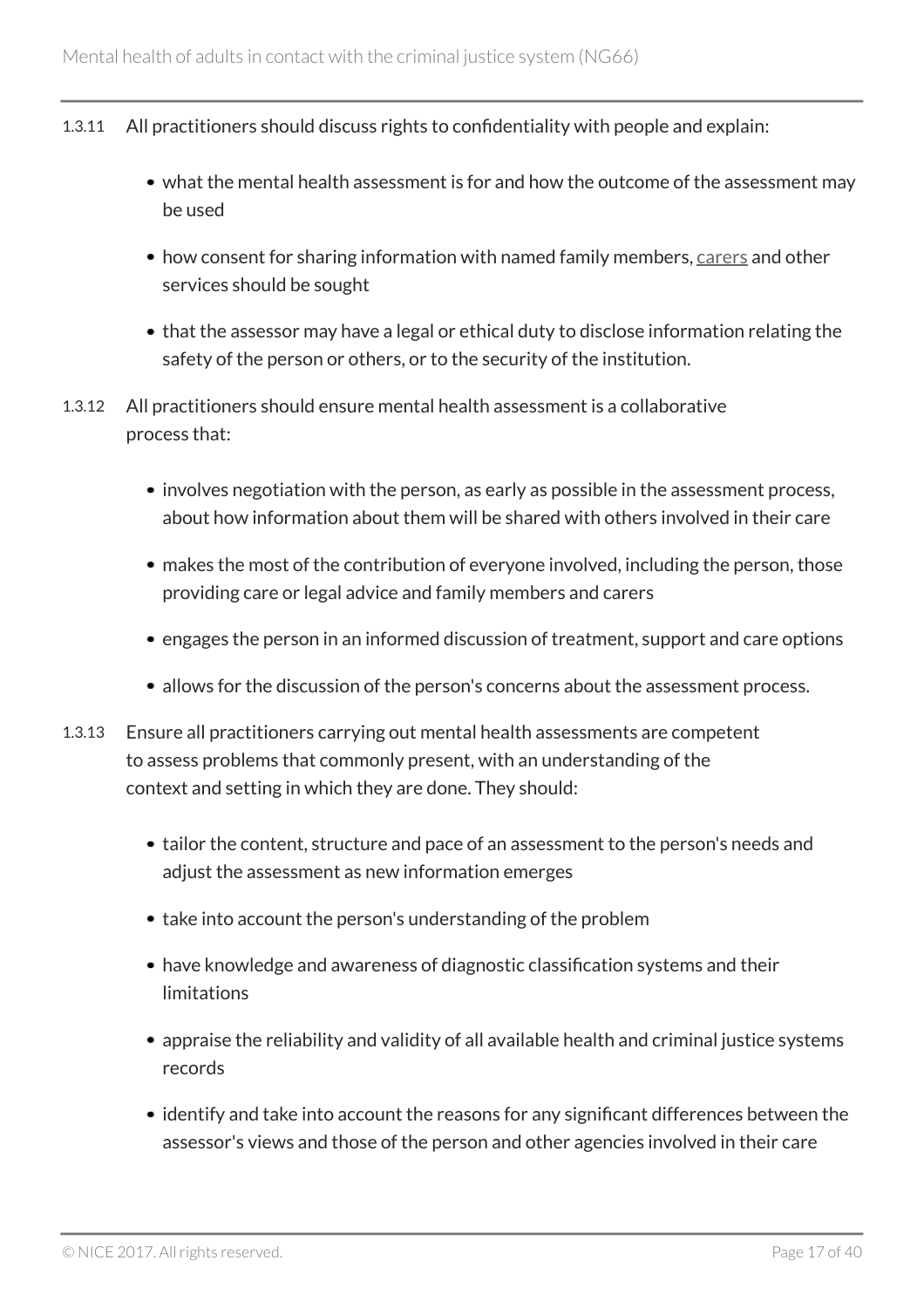1.3.11 All practitioners should discuss rights to confidentiality with people and explain:

- what the mental health assessment is for and how the outcome of the assessment may be used
- how consent for sharing information with named family members, carers and other services should be sought
- that the assessor may have a legal or ethical duty to disclose information relating the safety of the person or others, or to the security of the institution.

1.3.12 All practitioners should ensure mental health assessment is a collaborative process that:

- involves negotiation with the person, as early as possible in the assessment process, about how information about them will be shared with others involved in their care
- makes the most of the contribution of everyone involved, including the person, those providing care or legal advice and family members and carers
- engages the person in an informed discussion of treatment, support and care options
- allows for the discussion of the person's concerns about the assessment process.

1.3.13 Ensure all practitioners carrying out mental health assessments are competent to assess problems that commonly present, with an understanding of the context and setting in which they are done. They should:

- tailor the content, structure and pace of an assessment to the person's needs and adjust the assessment as new information emerges
- take into account the person's understanding of the problem
- have knowledge and awareness of diagnostic classification systems and their limitations
- appraise the reliability and validity of all available health and criminal justice systems records
- identify and take into account the reasons for any significant differences between the assessor's views and those of the person and other agencies involved in their care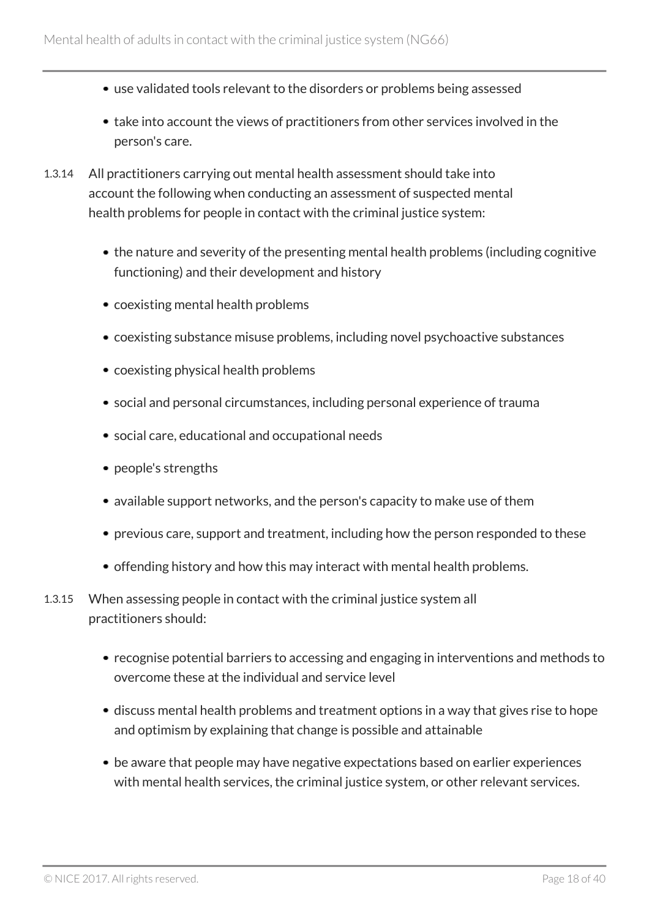- use validated tools relevant to the disorders or problems being assessed
- take into account the views of practitioners from other services involved in the person's care.

1.3.14 All practitioners carrying out mental health assessment should take into account the following when conducting an assessment of suspected mental health problems for people in contact with the criminal justice system:

- the nature and severity of the presenting mental health problems (including cognitive functioning) and their development and history
- coexisting mental health problems
- coexisting substance misuse problems, including novel psychoactive substances
- coexisting physical health problems
- social and personal circumstances, including personal experience of trauma
- social care, educational and occupational needs
- people's strengths
- available support networks, and the person's capacity to make use of them
- previous care, support and treatment, including how the person responded to these
- offending history and how this may interact with mental health problems.

1.3.15 When assessing people in contact with the criminal justice system all practitioners should:

- recognise potential barriers to accessing and engaging in interventions and methods to overcome these at the individual and service level
- discuss mental health problems and treatment options in a way that gives rise to hope and optimism by explaining that change is possible and attainable
- be aware that people may have negative expectations based on earlier experiences with mental health services, the criminal justice system, or other relevant services.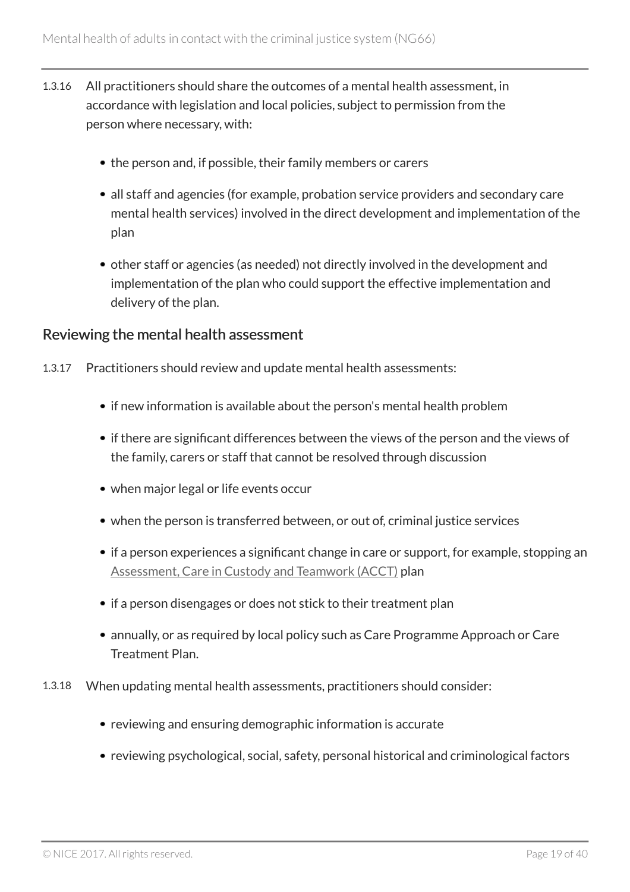1.3.16 All practitioners should share the outcomes of a mental health assessment, in accordance with legislation and local policies, subject to permission from the person where necessary, with:

- the person and, if possible, their family members or carers
- all staff and agencies (for example, probation service providers and secondary care mental health services) involved in the direct development and implementation of the plan
- other staff or agencies (as needed) not directly involved in the development and implementation of the plan who could support the effective implementation and delivery of the plan.

## Reviewing the mental health assessment

1.3.17 Practitioners should review and update mental health assessments:

- if new information is available about the person's mental health problem
- if there are significant differences between the views of the person and the views of the family, carers or staff that cannot be resolved through discussion
- when major legal or life events occur
- when the person is transferred between, or out of, criminal justice services
- if a person experiences a significant change in care or support, for example, stopping an Assessment, Care in Custody and Teamwork (ACCT) plan
- if a person disengages or does not stick to their treatment plan
- annually, or as required by local policy such as Care Programme Approach or Care Treatment Plan.

1.3.18 When updating mental health assessments, practitioners should consider:

- reviewing and ensuring demographic information is accurate
- reviewing psychological, social, safety, personal historical and criminological factors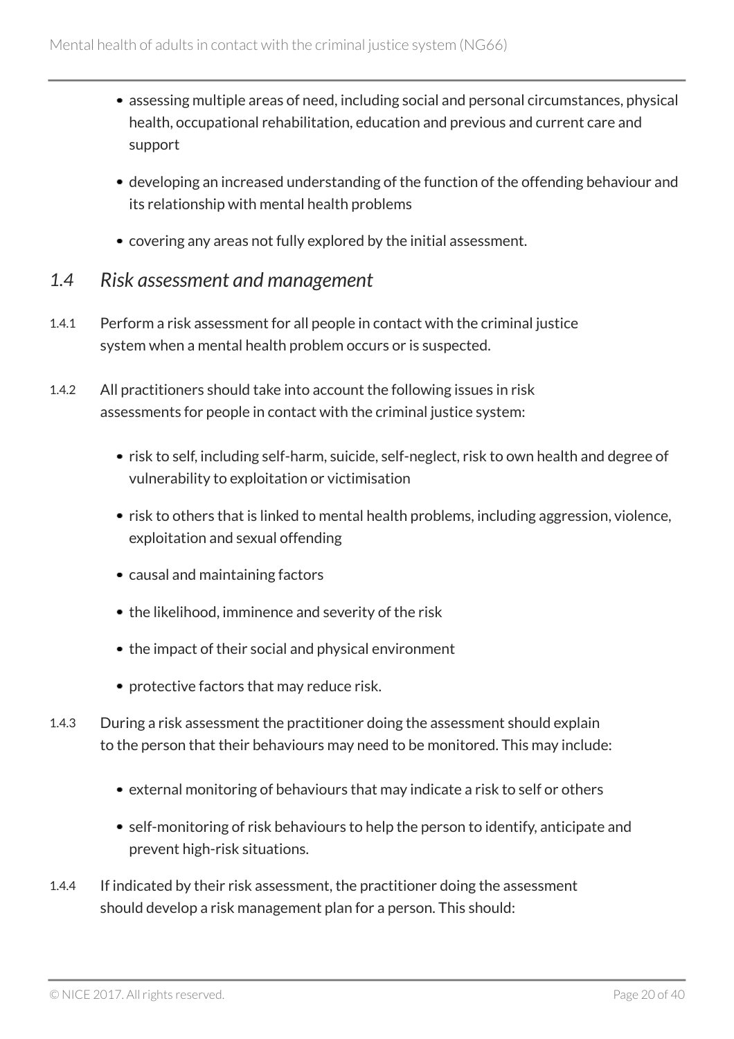- assessing multiple areas of need, including social and personal circumstances, physical health, occupational rehabilitation, education and previous and current care and support
- developing an increased understanding of the function of the offending behaviour and its relationship with mental health problems
- covering any areas not fully explored by the initial assessment.

## *1.4 Risk assessment and management*

1.4.1 Perform a risk assessment for all people in contact with the criminal justice system when a mental health problem occurs or is suspected.

1.4.2 All practitioners should take into account the following issues in risk assessments for people in contact with the criminal justice system:

- risk to self, including self-harm, suicide, self-neglect, risk to own health and degree of vulnerability to exploitation or victimisation
- risk to others that is linked to mental health problems, including aggression, violence, exploitation and sexual offending
- causal and maintaining factors
- the likelihood, imminence and severity of the risk
- the impact of their social and physical environment
- protective factors that may reduce risk.

1.4.3 During a risk assessment the practitioner doing the assessment should explain to the person that their behaviours may need to be monitored. This may include:

- external monitoring of behaviours that may indicate a risk to self or others
- self-monitoring of risk behaviours to help the person to identify, anticipate and prevent high-risk situations.

1.4.4 If indicated by their risk assessment, the practitioner doing the assessment should develop a risk management plan for a person. This should: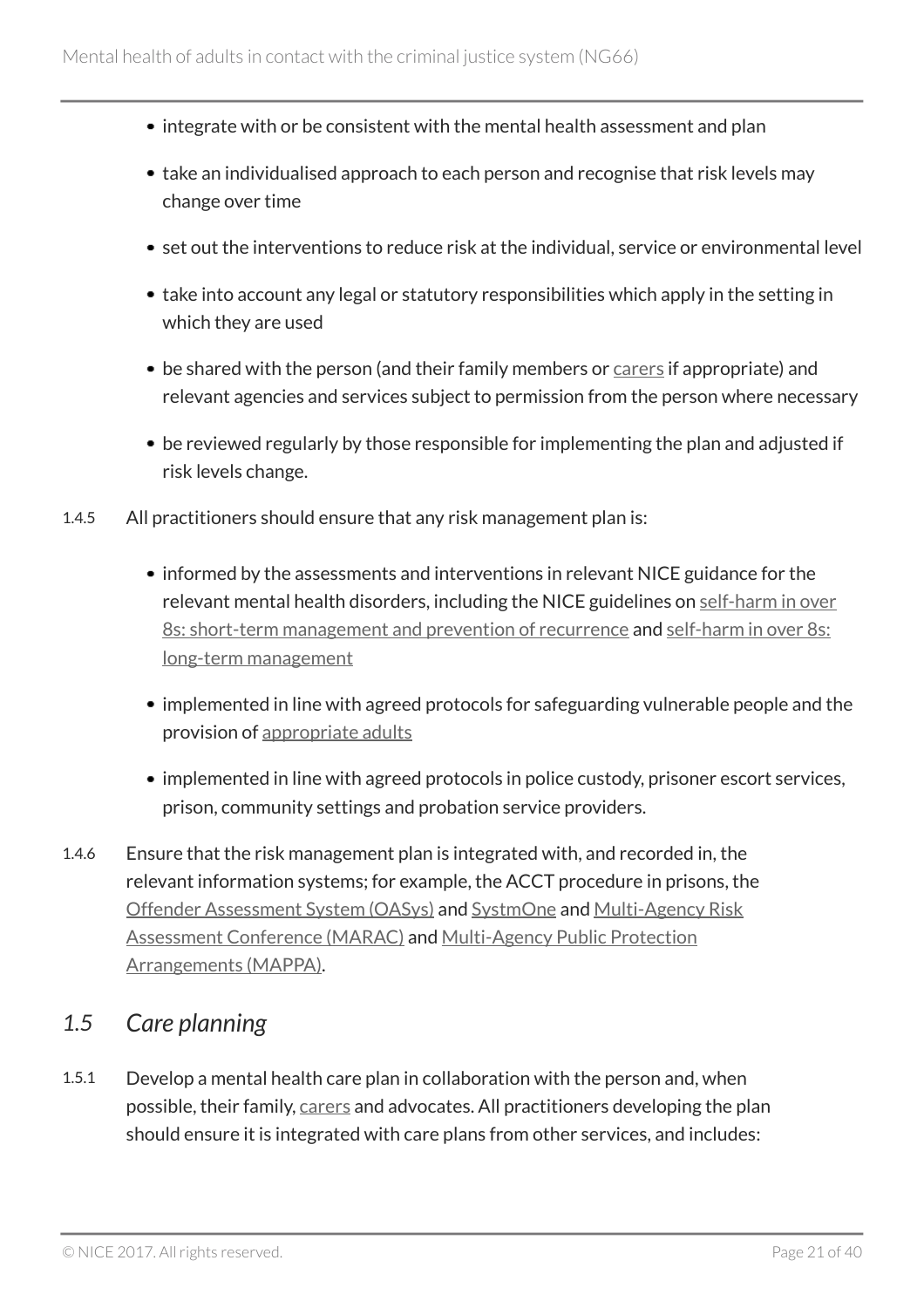- integrate with or be consistent with the mental health assessment and plan
- take an individualised approach to each person and recognise that risk levels may change over time
- set out the interventions to reduce risk at the individual, service or environmental level
- take into account any legal or statutory responsibilities which apply in the setting in which they are used
- be shared with the person (and their family members or carers if appropriate) and relevant agencies and services subject to permission from the person where necessary
- be reviewed regularly by those responsible for implementing the plan and adjusted if risk levels change.

1.4.5 All practitioners should ensure that any risk management plan is:

- informed by the assessments and interventions in relevant NICE guidance for the relevant mental health disorders, including the NICE guidelines on self-harm in over 8s: short-term management and prevention of recurrence and self-harm in over 8s: long-term management
- implemented in line with agreed protocols for safeguarding vulnerable people and the provision of appropriate adults
- implemented in line with agreed protocols in police custody, prisoner escort services, prison, community settings and probation service providers.

1.4.6 Ensure that the risk management plan is integrated with, and recorded in, the relevant information systems; for example, the ACCT procedure in prisons, the Offender Assessment System (OASys) and SystmOne and Multi-Agency Risk Assessment Conference (MARAC) and Multi-Agency Public Protection Arrangements (MAPPA).

## *1.5 Care planning*

1.5.1 Develop a mental health care plan in collaboration with the person and, when possible, their family, carers and advocates. All practitioners developing the plan should ensure it is integrated with care plans from other services, and includes: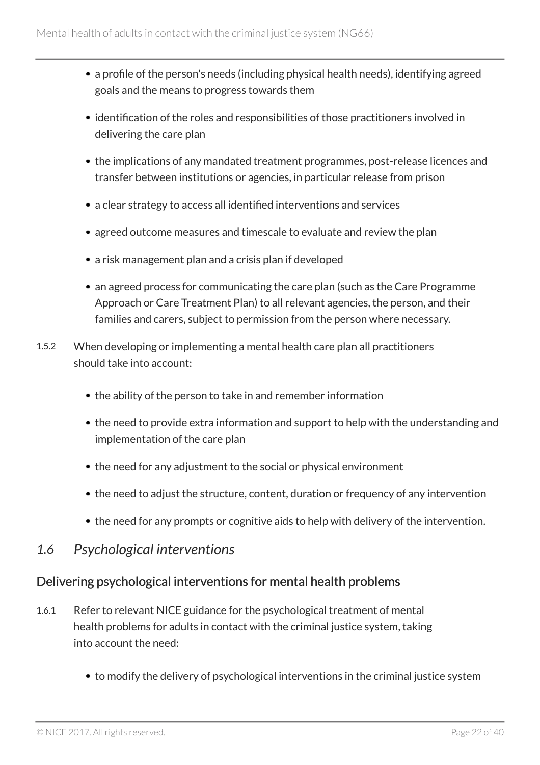- a profile of the person's needs (including physical health needs), identifying agreed goals and the means to progress towards them
- identification of the roles and responsibilities of those practitioners involved in delivering the care plan
- the implications of any mandated treatment programmes, post-release licences and transfer between institutions or agencies, in particular release from prison
- a clear strategy to access all identified interventions and services
- agreed outcome measures and timescale to evaluate and review the plan
- a risk management plan and a crisis plan if developed
- an agreed process for communicating the care plan (such as the Care Programme Approach or Care Treatment Plan) to all relevant agencies, the person, and their families and carers, subject to permission from the person where necessary.

1.5.2 When developing or implementing a mental health care plan all practitioners should take into account:

- the ability of the person to take in and remember information
- the need to provide extra information and support to help with the understanding and implementation of the care plan
- the need for any adjustment to the social or physical environment
- the need to adjust the structure, content, duration or frequency of any intervention
- the need for any prompts or cognitive aids to help with delivery of the intervention.

## *1.6 Psychological interventions*

### Delivering psychological interventions for mental health problems

1.6.1 Refer to relevant NICE guidance for the psychological treatment of mental health problems for adults in contact with the criminal justice system, taking into account the need:

- to modify the delivery of psychological interventions in the criminal justice system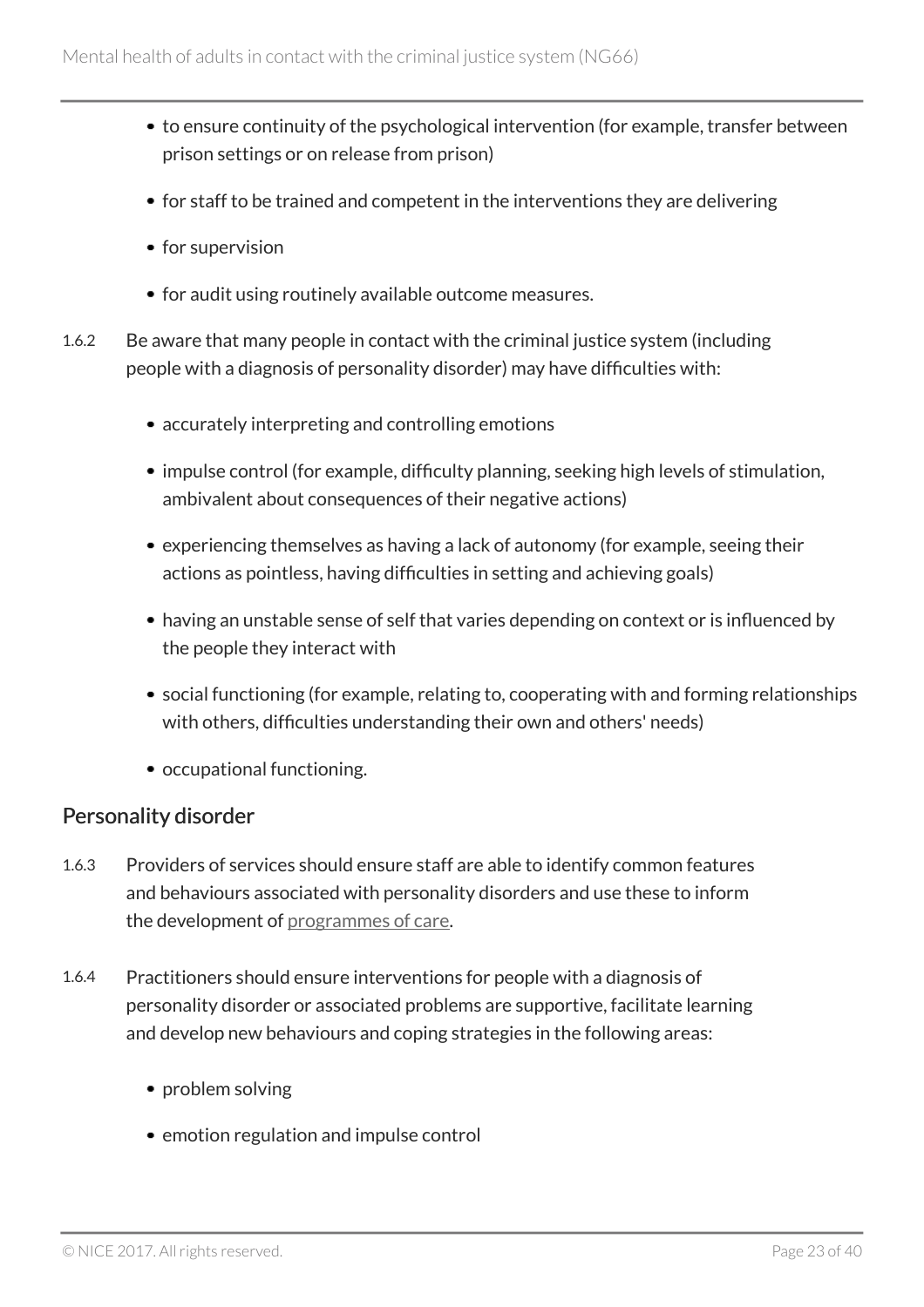- to ensure continuity of the psychological intervention (for example, transfer between prison settings or on release from prison)
- for staff to be trained and competent in the interventions they are delivering
- for supervision
- for audit using routinely available outcome measures.

1.6.2 Be aware that many people in contact with the criminal justice system (including people with a diagnosis of personality disorder) may have difficulties with:

- accurately interpreting and controlling emotions
- impulse control (for example, difficulty planning, seeking high levels of stimulation, ambivalent about consequences of their negative actions)
- experiencing themselves as having a lack of autonomy (for example, seeing their actions as pointless, having difficulties in setting and achieving goals)
- having an unstable sense of self that varies depending on context or is influenced by the people they interact with
- social functioning (for example, relating to, cooperating with and forming relationships with others, difficulties understanding their own and others' needs)
- occupational functioning.

## Personality disorder

1.6.3 Providers of services should ensure staff are able to identify common features and behaviours associated with personality disorders and use these to inform the development of programmes of care.

1.6.4 Practitioners should ensure interventions for people with a diagnosis of personality disorder or associated problems are supportive, facilitate learning and develop new behaviours and coping strategies in the following areas:

- problem solving
- emotion regulation and impulse control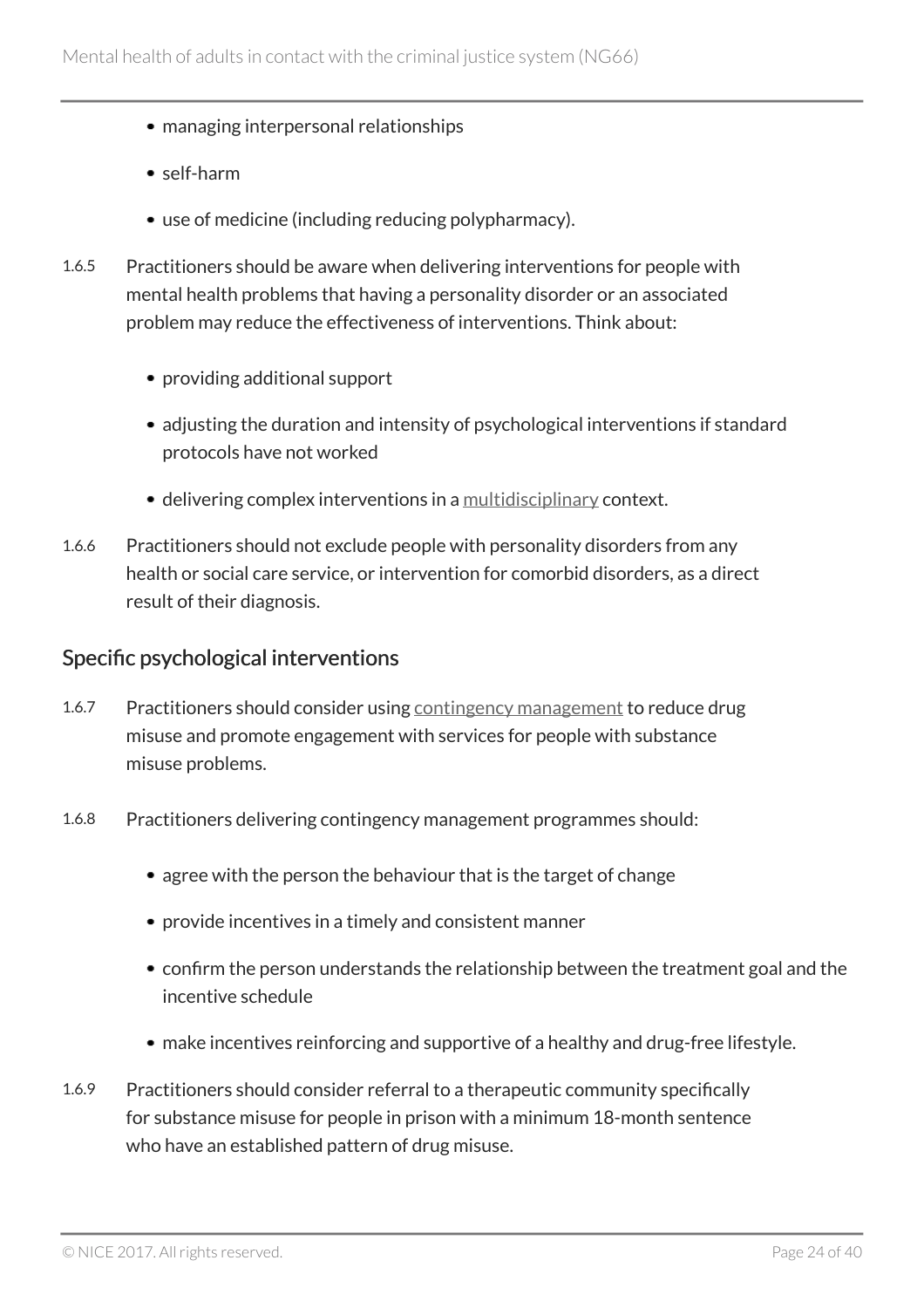- managing interpersonal relationships
- self-harm
- use of medicine (including reducing polypharmacy).

1.6.5 Practitioners should be aware when delivering interventions for people with mental health problems that having a personality disorder or an associated problem may reduce the effectiveness of interventions. Think about:

- providing additional support
- adjusting the duration and intensity of psychological interventions if standard protocols have not worked
- delivering complex interventions in a multidisciplinary context.

1.6.6 Practitioners should not exclude people with personality disorders from any health or social care service, or intervention for comorbid disorders, as a direct result of their diagnosis.

## Specific psychological interventions

1.6.7 Practitioners should consider using contingency management to reduce drug misuse and promote engagement with services for people with substance misuse problems.

1.6.8 Practitioners delivering contingency management programmes should:

- agree with the person the behaviour that is the target of change
- provide incentives in a timely and consistent manner
- confirm the person understands the relationship between the treatment goal and the incentive schedule
- make incentives reinforcing and supportive of a healthy and drug-free lifestyle.

1.6.9 Practitioners should consider referral to a therapeutic community specifically for substance misuse for people in prison with a minimum 18-month sentence who have an established pattern of drug misuse.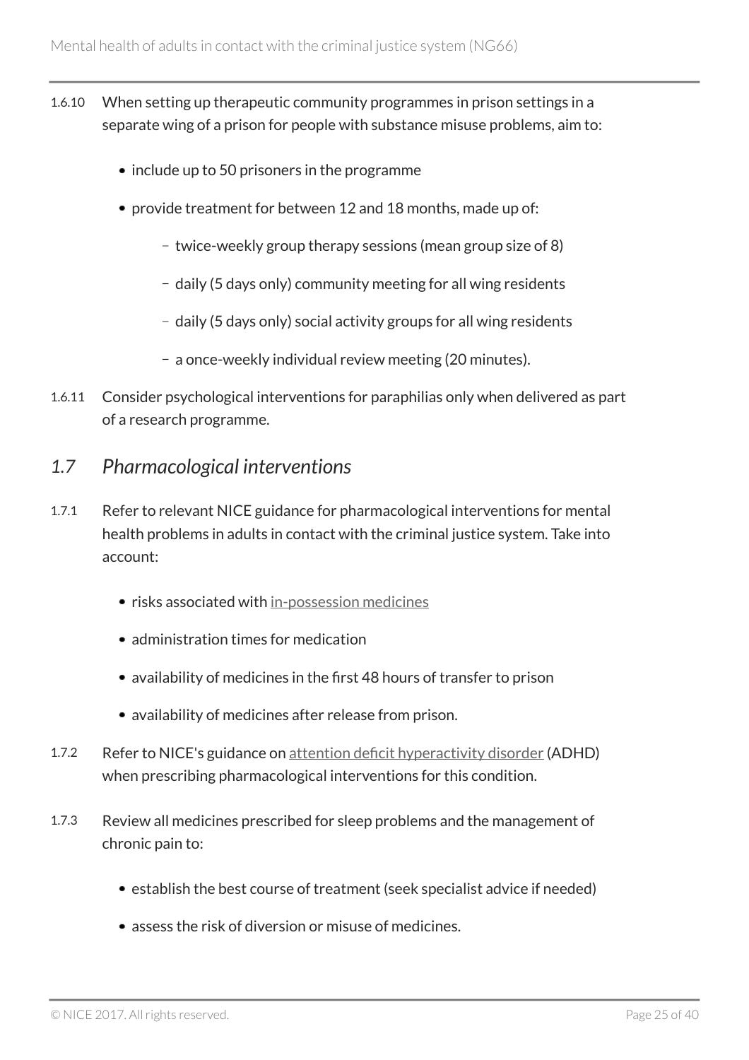1.6.10 When setting up therapeutic community programmes in prison settings in a separate wing of a prison for people with substance misuse problems, aim to:

- include up to 50 prisoners in the programme
- provide treatment for between 12 and 18 months, made up of:
  - twice-weekly group therapy sessions (mean group size of 8)
  - daily (5 days only) community meeting for all wing residents
  - daily (5 days only) social activity groups for all wing residents
  - a once-weekly individual review meeting (20 minutes).

1.6.11 Consider psychological interventions for paraphilias only when delivered as part of a research programme.

## *1.7 Pharmacological interventions*

1.7.1 Refer to relevant NICE guidance for pharmacological interventions for mental health problems in adults in contact with the criminal justice system. Take into account:

- risks associated with in-possession medicines
- administration times for medication
- availability of medicines in the first 48 hours of transfer to prison
- availability of medicines after release from prison.

1.7.2 Refer to NICE's guidance on attention deficit hyperactivity disorder (ADHD) when prescribing pharmacological interventions for this condition.

1.7.3 Review all medicines prescribed for sleep problems and the management of chronic pain to:

- establish the best course of treatment (seek specialist advice if needed)
- assess the risk of diversion or misuse of medicines.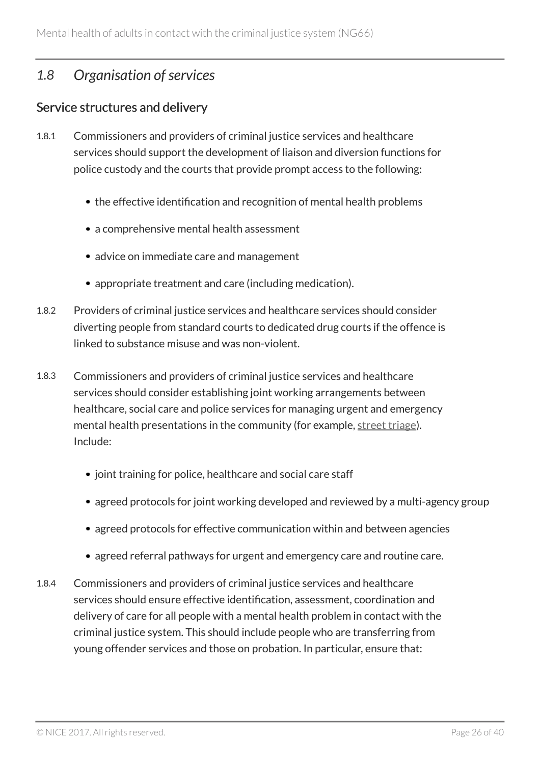## *1.8 Organisation of services*

### Service structures and delivery

1.8.1 Commissioners and providers of criminal justice services and healthcare services should support the development of liaison and diversion functions for police custody and the courts that provide prompt access to the following:

- the effective identification and recognition of mental health problems
- a comprehensive mental health assessment
- advice on immediate care and management
- appropriate treatment and care (including medication).

1.8.2 Providers of criminal justice services and healthcare services should consider diverting people from standard courts to dedicated drug courts if the offence is linked to substance misuse and was non-violent.

1.8.3 Commissioners and providers of criminal justice services and healthcare services should consider establishing joint working arrangements between healthcare, social care and police services for managing urgent and emergency mental health presentations in the community (for example, street triage). Include:

- joint training for police, healthcare and social care staff
- agreed protocols for joint working developed and reviewed by a multi-agency group
- agreed protocols for effective communication within and between agencies
- agreed referral pathways for urgent and emergency care and routine care.

1.8.4 Commissioners and providers of criminal justice services and healthcare services should ensure effective identification, assessment, coordination and delivery of care for all people with a mental health problem in contact with the criminal justice system. This should include people who are transferring from young offender services and those on probation. In particular, ensure that: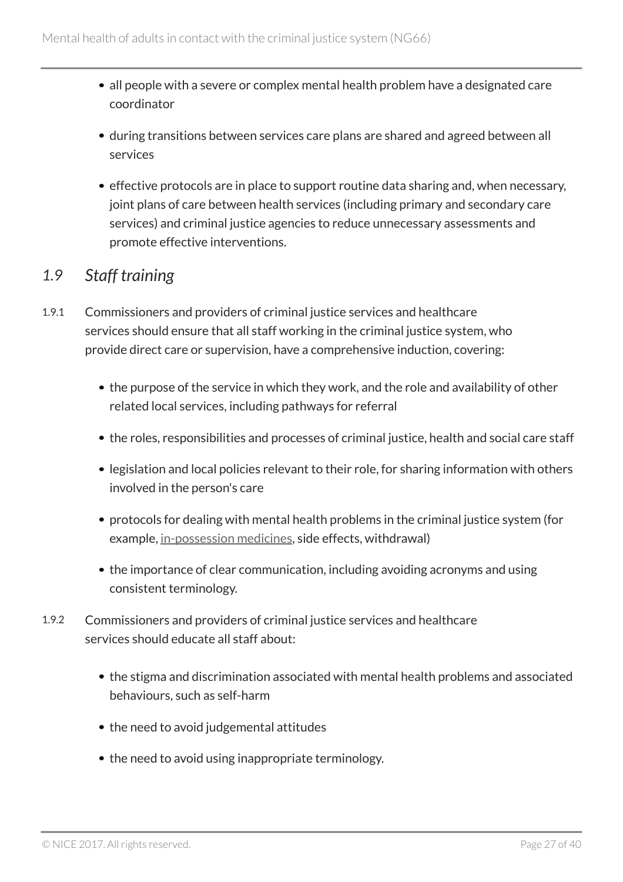- all people with a severe or complex mental health problem have a designated care coordinator
- during transitions between services care plans are shared and agreed between all services
- effective protocols are in place to support routine data sharing and, when necessary, joint plans of care between health services (including primary and secondary care services) and criminal justice agencies to reduce unnecessary assessments and promote effective interventions.

## *1.9 Staff training*

1.9.1 Commissioners and providers of criminal justice services and healthcare services should ensure that all staff working in the criminal justice system, who provide direct care or supervision, have a comprehensive induction, covering:

- the purpose of the service in which they work, and the role and availability of other related local services, including pathways for referral
- the roles, responsibilities and processes of criminal justice, health and social care staff
- legislation and local policies relevant to their role, for sharing information with others involved in the person's care
- protocols for dealing with mental health problems in the criminal justice system (for example, in-possession medicines, side effects, withdrawal)
- the importance of clear communication, including avoiding acronyms and using consistent terminology.

1.9.2 Commissioners and providers of criminal justice services and healthcare services should educate all staff about:

- the stigma and discrimination associated with mental health problems and associated behaviours, such as self-harm
- the need to avoid judgemental attitudes
- the need to avoid using inappropriate terminology.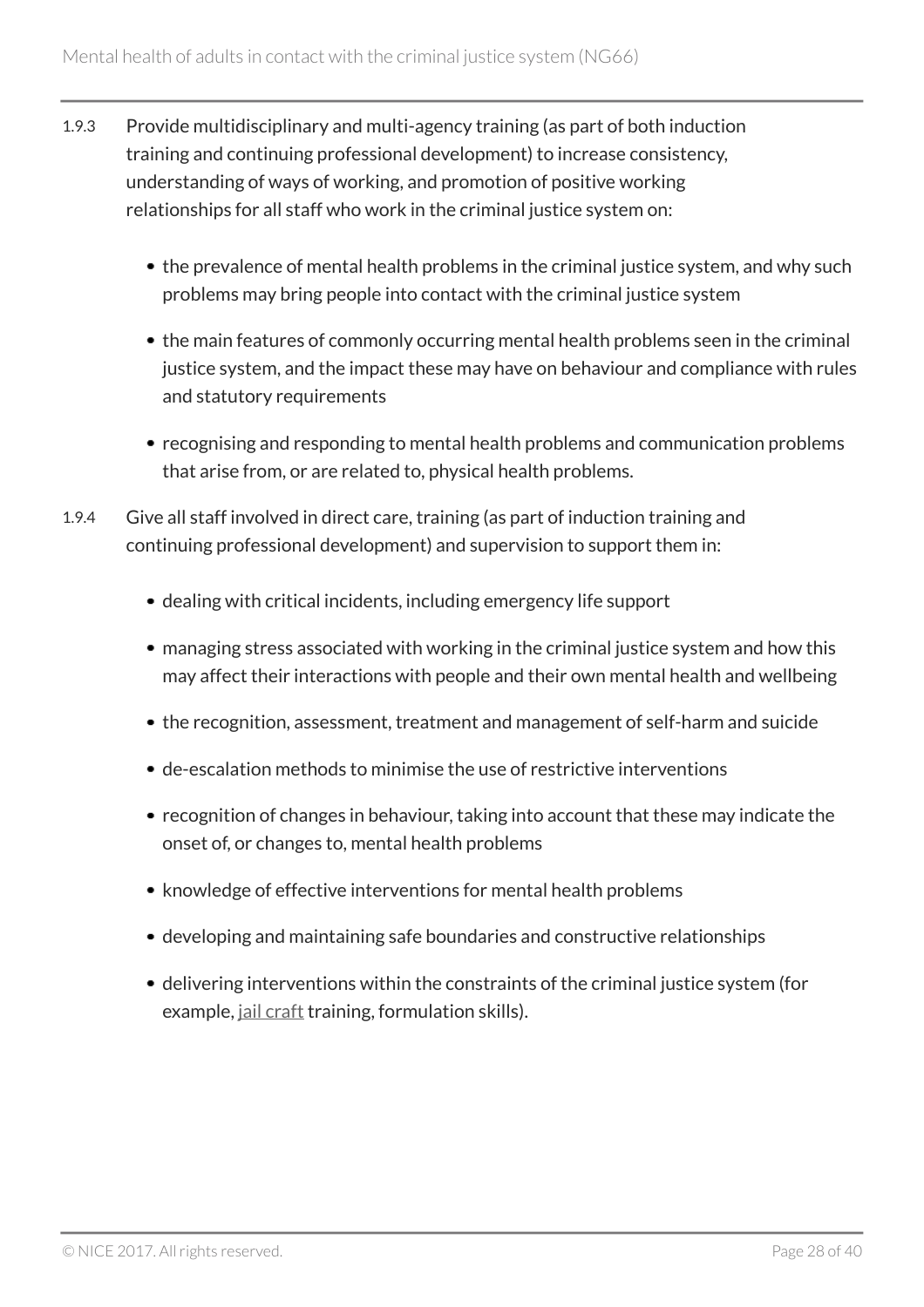1.9.3 Provide multidisciplinary and multi-agency training (as part of both induction training and continuing professional development) to increase consistency, understanding of ways of working, and promotion of positive working relationships for all staff who work in the criminal justice system on:

- the prevalence of mental health problems in the criminal justice system, and why such problems may bring people into contact with the criminal justice system
- the main features of commonly occurring mental health problems seen in the criminal justice system, and the impact these may have on behaviour and compliance with rules and statutory requirements
- recognising and responding to mental health problems and communication problems that arise from, or are related to, physical health problems.

1.9.4 Give all staff involved in direct care, training (as part of induction training and continuing professional development) and supervision to support them in:

- dealing with critical incidents, including emergency life support
- managing stress associated with working in the criminal justice system and how this may affect their interactions with people and their own mental health and wellbeing
- the recognition, assessment, treatment and management of self-harm and suicide
- de-escalation methods to minimise the use of restrictive interventions
- recognition of changes in behaviour, taking into account that these may indicate the onset of, or changes to, mental health problems
- knowledge of effective interventions for mental health problems
- developing and maintaining safe boundaries and constructive relationships
- delivering interventions within the constraints of the criminal justice system (for example, jail craft training, formulation skills).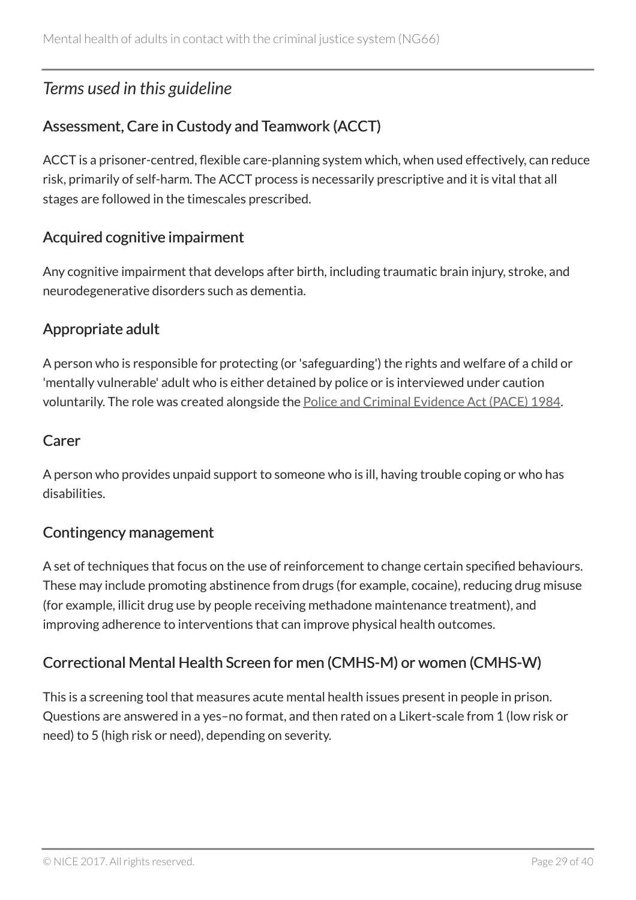## *Terms used in this guideline*

### Assessment, Care in Custody and Teamwork (ACCT)

ACCT is a prisoner-centred, flexible care-planning system which, when used effectively, can reduce risk, primarily of self-harm. The ACCT process is necessarily prescriptive and it is vital that all stages are followed in the timescales prescribed.

### Acquired cognitive impairment

Any cognitive impairment that develops after birth, including traumatic brain injury, stroke, and neurodegenerative disorders such as dementia.

### Appropriate adult

A person who is responsible for protecting (or 'safeguarding') the rights and welfare of a child or 'mentally vulnerable' adult who is either detained by police or is interviewed under caution voluntarily. The role was created alongside the Police and Criminal Evidence Act (PACE) 1984.

### Carer

A person who provides unpaid support to someone who is ill, having trouble coping or who has disabilities.

### Contingency management

A set of techniques that focus on the use of reinforcement to change certain specified behaviours. These may include promoting abstinence from drugs (for example, cocaine), reducing drug misuse (for example, illicit drug use by people receiving methadone maintenance treatment), and improving adherence to interventions that can improve physical health outcomes.

### Correctional Mental Health Screen for men (CMHS-M) or women (CMHS-W)

This is a screening tool that measures acute mental health issues present in people in prison. Questions are answered in a yes–no format, and then rated on a Likert-scale from 1 (low risk or need) to 5 (high risk or need), depending on severity.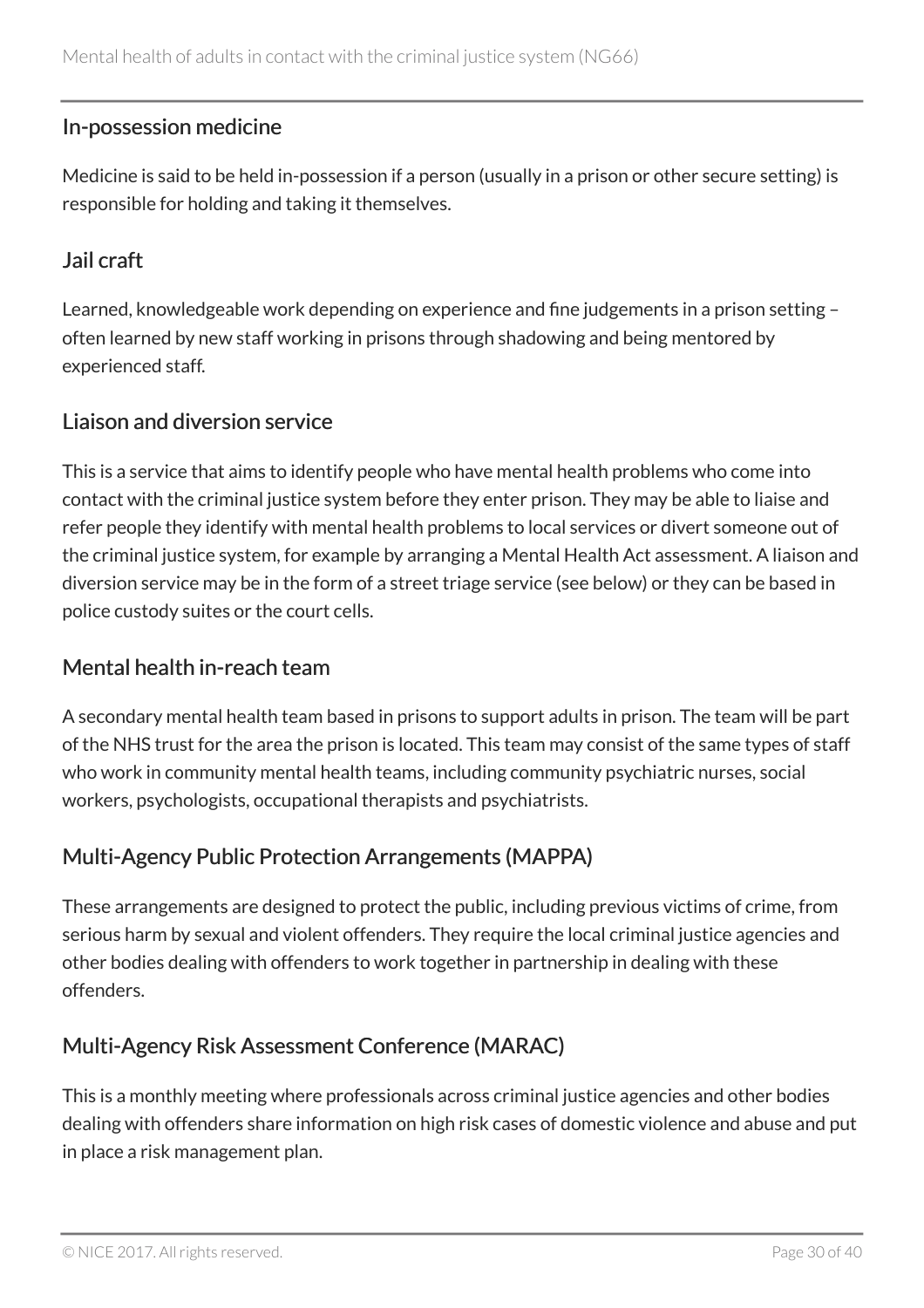### In-possession medicine

Medicine is said to be held in-possession if a person (usually in a prison or other secure setting) is responsible for holding and taking it themselves.

### Jail craft

Learned, knowledgeable work depending on experience and fine judgements in a prison setting – often learned by new staff working in prisons through shadowing and being mentored by experienced staff.

### Liaison and diversion service

This is a service that aims to identify people who have mental health problems who come into contact with the criminal justice system before they enter prison. They may be able to liaise and refer people they identify with mental health problems to local services or divert someone out of the criminal justice system, for example by arranging a Mental Health Act assessment. A liaison and diversion service may be in the form of a street triage service (see below) or they can be based in police custody suites or the court cells.

### Mental health in-reach team

A secondary mental health team based in prisons to support adults in prison. The team will be part of the NHS trust for the area the prison is located. This team may consist of the same types of staff who work in community mental health teams, including community psychiatric nurses, social workers, psychologists, occupational therapists and psychiatrists.

### Multi-Agency Public Protection Arrangements (MAPPA)

These arrangements are designed to protect the public, including previous victims of crime, from serious harm by sexual and violent offenders. They require the local criminal justice agencies and other bodies dealing with offenders to work together in partnership in dealing with these offenders.

### Multi-Agency Risk Assessment Conference (MARAC)

This is a monthly meeting where professionals across criminal justice agencies and other bodies dealing with offenders share information on high risk cases of domestic violence and abuse and put in place a risk management plan.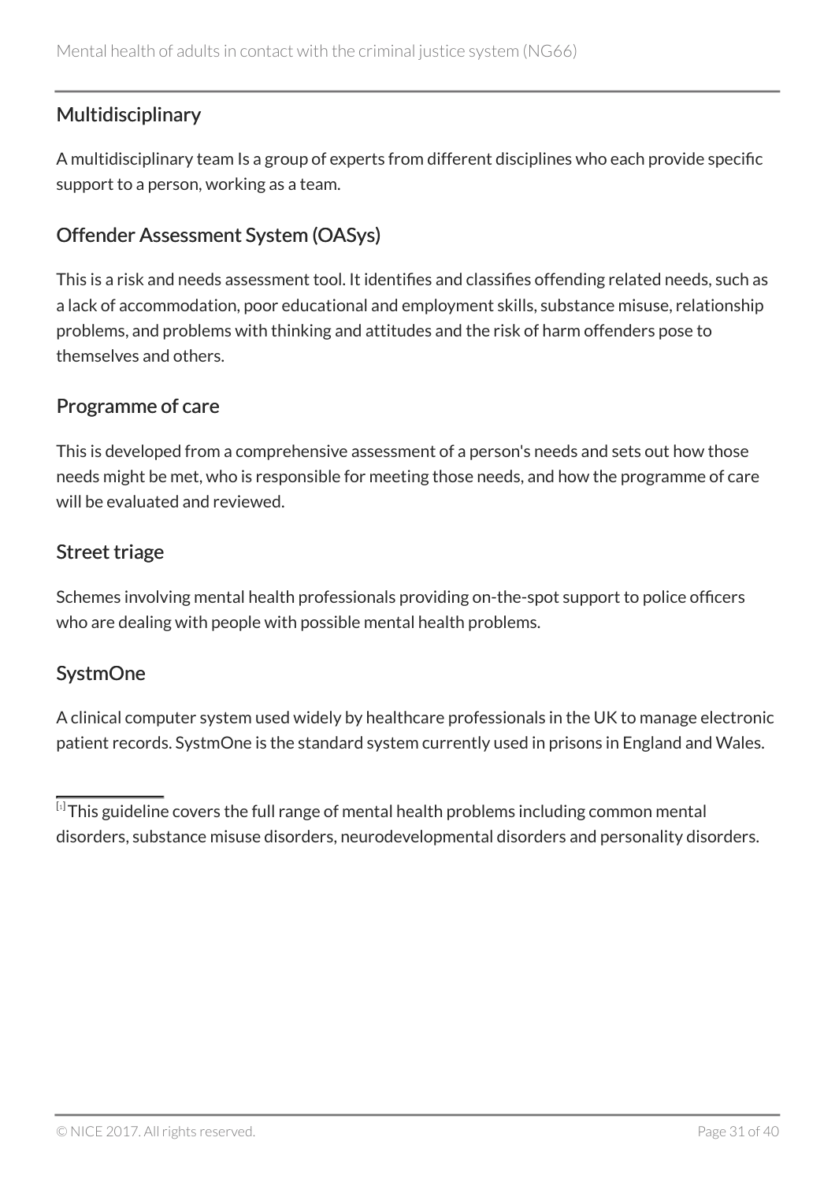## Multidisciplinary

A multidisciplinary team Is a group of experts from different disciplines who each provide specific support to a person, working as a team.

## Offender Assessment System (OASys)

This is a risk and needs assessment tool. It identifies and classifies offending related needs, such as a lack of accommodation, poor educational and employment skills, substance misuse, relationship problems, and problems with thinking and attitudes and the risk of harm offenders pose to themselves and others.

## Programme of care

This is developed from a comprehensive assessment of a person's needs and sets out how those needs might be met, who is responsible for meeting those needs, and how the programme of care will be evaluated and reviewed.

## Street triage

Schemes involving mental health professionals providing on-the-spot support to police officers who are dealing with people with possible mental health problems.

## SystmOne

A clinical computer system used widely by healthcare professionals in the UK to manage electronic patient records. SystmOne is the standard system currently used in prisons in England and Wales.

---

[1] This guideline covers the full range of mental health problems including common mental disorders, substance misuse disorders, neurodevelopmental disorders and personality disorders.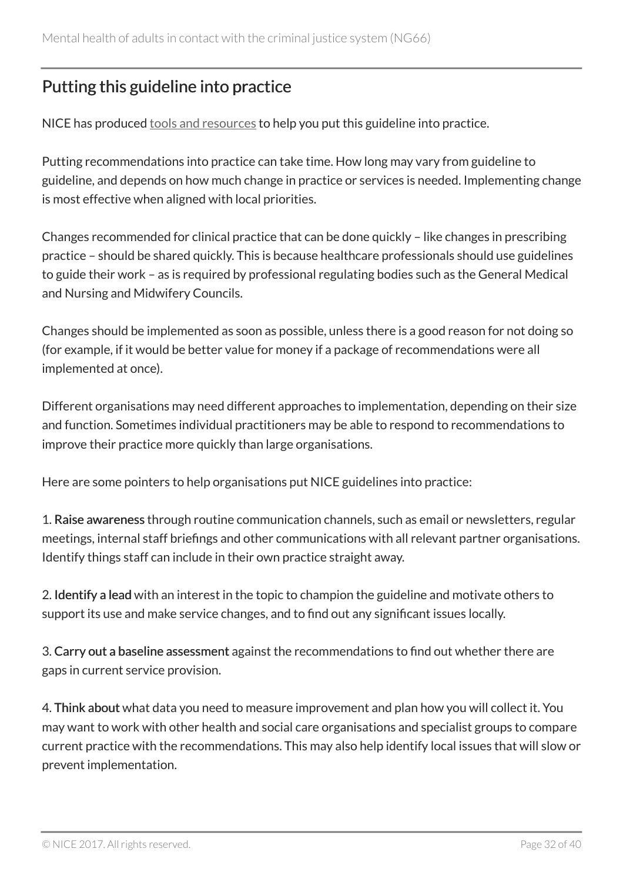## Putting this guideline into practice

NICE has produced tools and resources to help you put this guideline into practice.

Putting recommendations into practice can take time. How long may vary from guideline to guideline, and depends on how much change in practice or services is needed. Implementing change is most effective when aligned with local priorities.

Changes recommended for clinical practice that can be done quickly – like changes in prescribing practice – should be shared quickly. This is because healthcare professionals should use guidelines to guide their work – as is required by professional regulating bodies such as the General Medical and Nursing and Midwifery Councils.

Changes should be implemented as soon as possible, unless there is a good reason for not doing so (for example, if it would be better value for money if a package of recommendations were all implemented at once).

Different organisations may need different approaches to implementation, depending on their size and function. Sometimes individual practitioners may be able to respond to recommendations to improve their practice more quickly than large organisations.

Here are some pointers to help organisations put NICE guidelines into practice:

1. **Raise awareness** through routine communication channels, such as email or newsletters, regular meetings, internal staff briefings and other communications with all relevant partner organisations. Identify things staff can include in their own practice straight away.

2. **Identify a lead** with an interest in the topic to champion the guideline and motivate others to support its use and make service changes, and to find out any significant issues locally.

3. **Carry out a baseline assessment** against the recommendations to find out whether there are gaps in current service provision.

4. **Think about** what data you need to measure improvement and plan how you will collect it. You may want to work with other health and social care organisations and specialist groups to compare current practice with the recommendations. This may also help identify local issues that will slow or prevent implementation.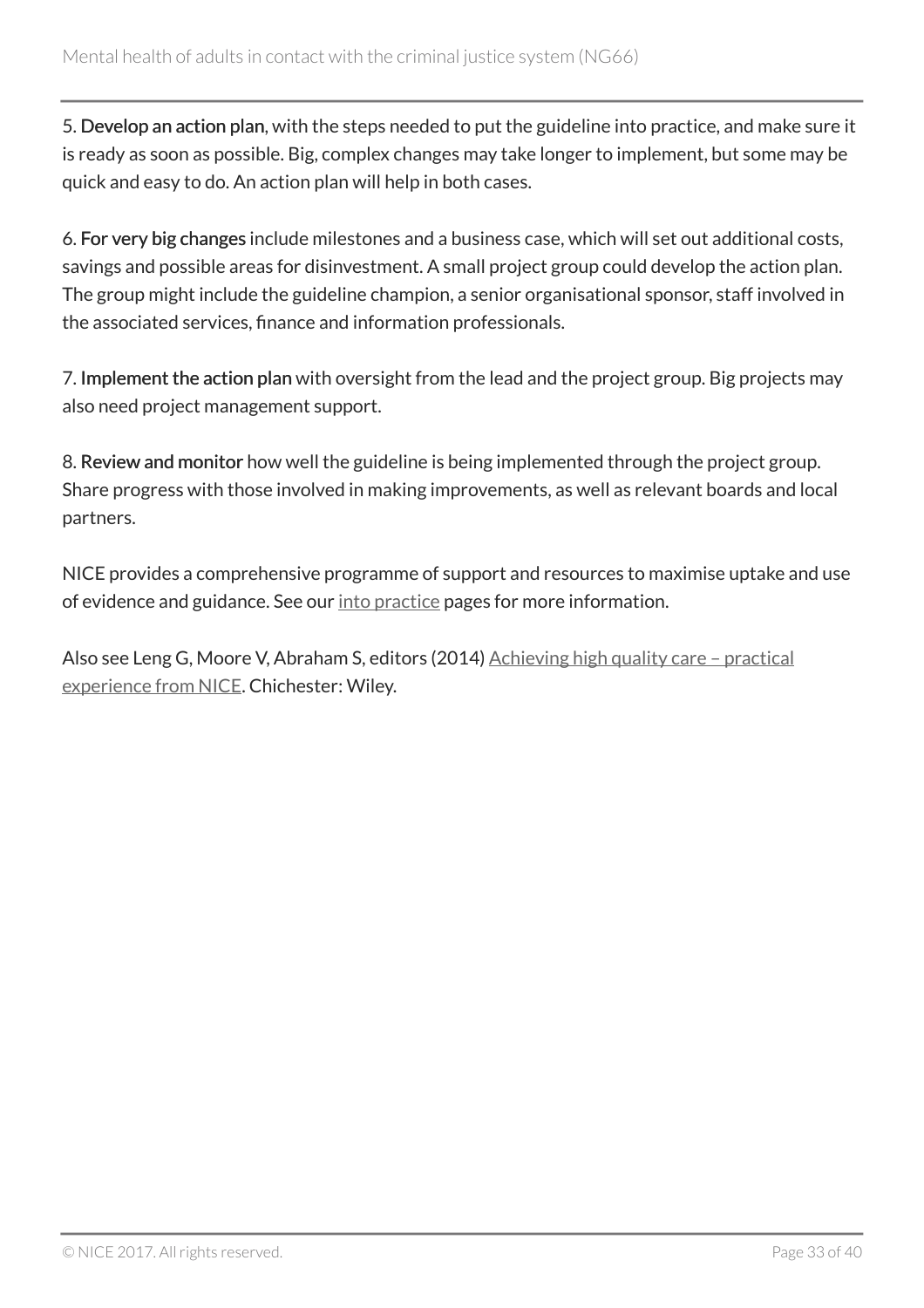5. **Develop an action plan**, with the steps needed to put the guideline into practice, and make sure it is ready as soon as possible. Big, complex changes may take longer to implement, but some may be quick and easy to do. An action plan will help in both cases.

6. **For very big changes** include milestones and a business case, which will set out additional costs, savings and possible areas for disinvestment. A small project group could develop the action plan. The group might include the guideline champion, a senior organisational sponsor, staff involved in the associated services, finance and information professionals.

7. **Implement the action plan** with oversight from the lead and the project group. Big projects may also need project management support.

8. **Review and monitor** how well the guideline is being implemented through the project group. Share progress with those involved in making improvements, as well as relevant boards and local partners.

NICE provides a comprehensive programme of support and resources to maximise uptake and use of evidence and guidance. See our into practice pages for more information.

Also see Leng G, Moore V, Abraham S, editors (2014) Achieving high quality care – practical experience from NICE. Chichester: Wiley.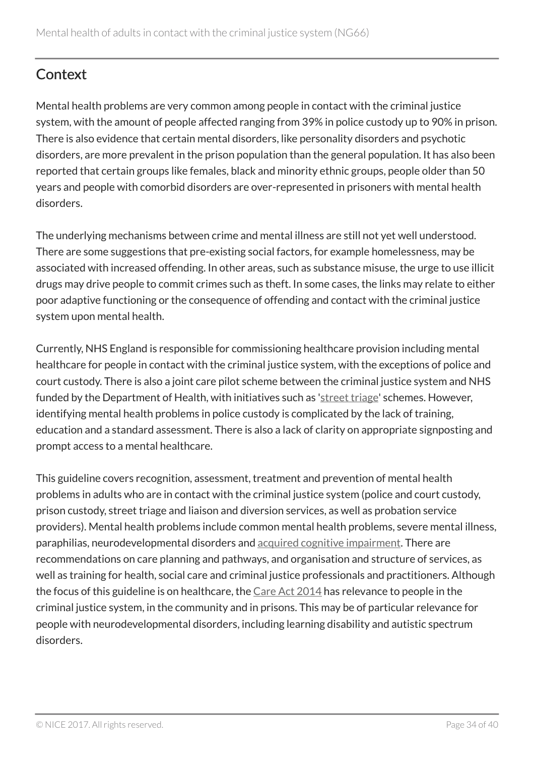## Context

Mental health problems are very common among people in contact with the criminal justice system, with the amount of people affected ranging from 39% in police custody up to 90% in prison. There is also evidence that certain mental disorders, like personality disorders and psychotic disorders, are more prevalent in the prison population than the general population. It has also been reported that certain groups like females, black and minority ethnic groups, people older than 50 years and people with comorbid disorders are over-represented in prisoners with mental health disorders.

The underlying mechanisms between crime and mental illness are still not yet well understood. There are some suggestions that pre-existing social factors, for example homelessness, may be associated with increased offending. In other areas, such as substance misuse, the urge to use illicit drugs may drive people to commit crimes such as theft. In some cases, the links may relate to either poor adaptive functioning or the consequence of offending and contact with the criminal justice system upon mental health.

Currently, NHS England is responsible for commissioning healthcare provision including mental healthcare for people in contact with the criminal justice system, with the exceptions of police and court custody. There is also a joint care pilot scheme between the criminal justice system and NHS funded by the Department of Health, with initiatives such as 'street triage' schemes. However, identifying mental health problems in police custody is complicated by the lack of training, education and a standard assessment. There is also a lack of clarity on appropriate signposting and prompt access to a mental healthcare.

This guideline covers recognition, assessment, treatment and prevention of mental health problems in adults who are in contact with the criminal justice system (police and court custody, prison custody, street triage and liaison and diversion services, as well as probation service providers). Mental health problems include common mental health problems, severe mental illness, paraphilias, neurodevelopmental disorders and acquired cognitive impairment. There are recommendations on care planning and pathways, and organisation and structure of services, as well as training for health, social care and criminal justice professionals and practitioners. Although the focus of this guideline is on healthcare, the Care Act 2014 has relevance to people in the criminal justice system, in the community and in prisons. This may be of particular relevance for people with neurodevelopmental disorders, including learning disability and autistic spectrum disorders.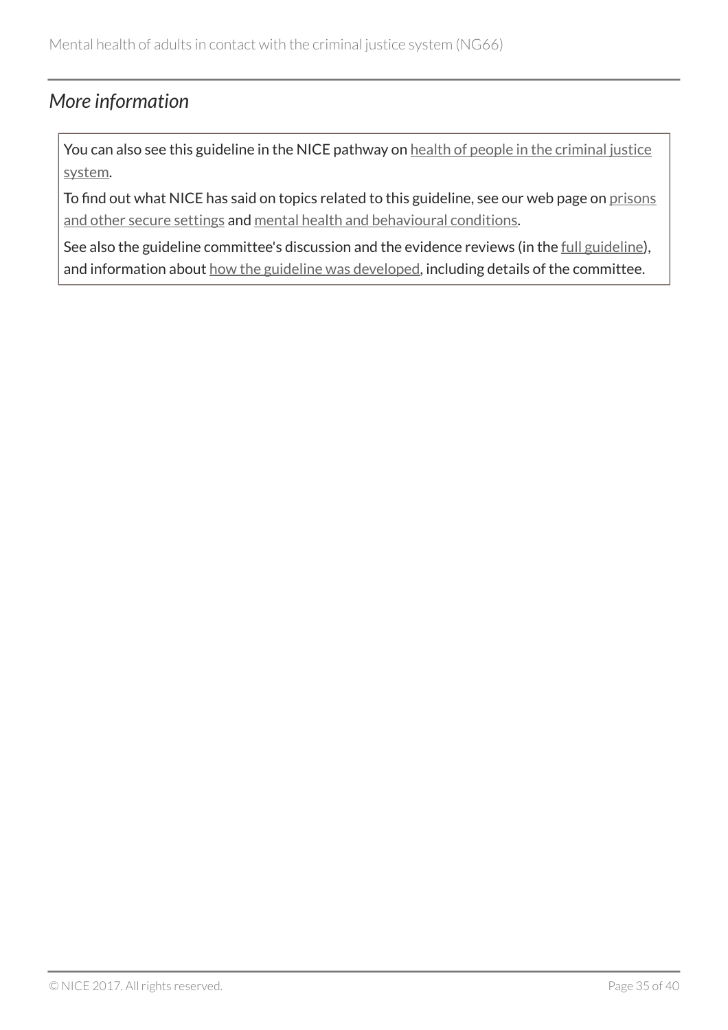## *More information*

You can also see this guideline in the NICE pathway on health of people in the criminal justice system.

To find out what NICE has said on topics related to this guideline, see our web page on prisons and other secure settings and mental health and behavioural conditions.

See also the guideline committee's discussion and the evidence reviews (in the full guideline), and information about how the guideline was developed, including details of the committee.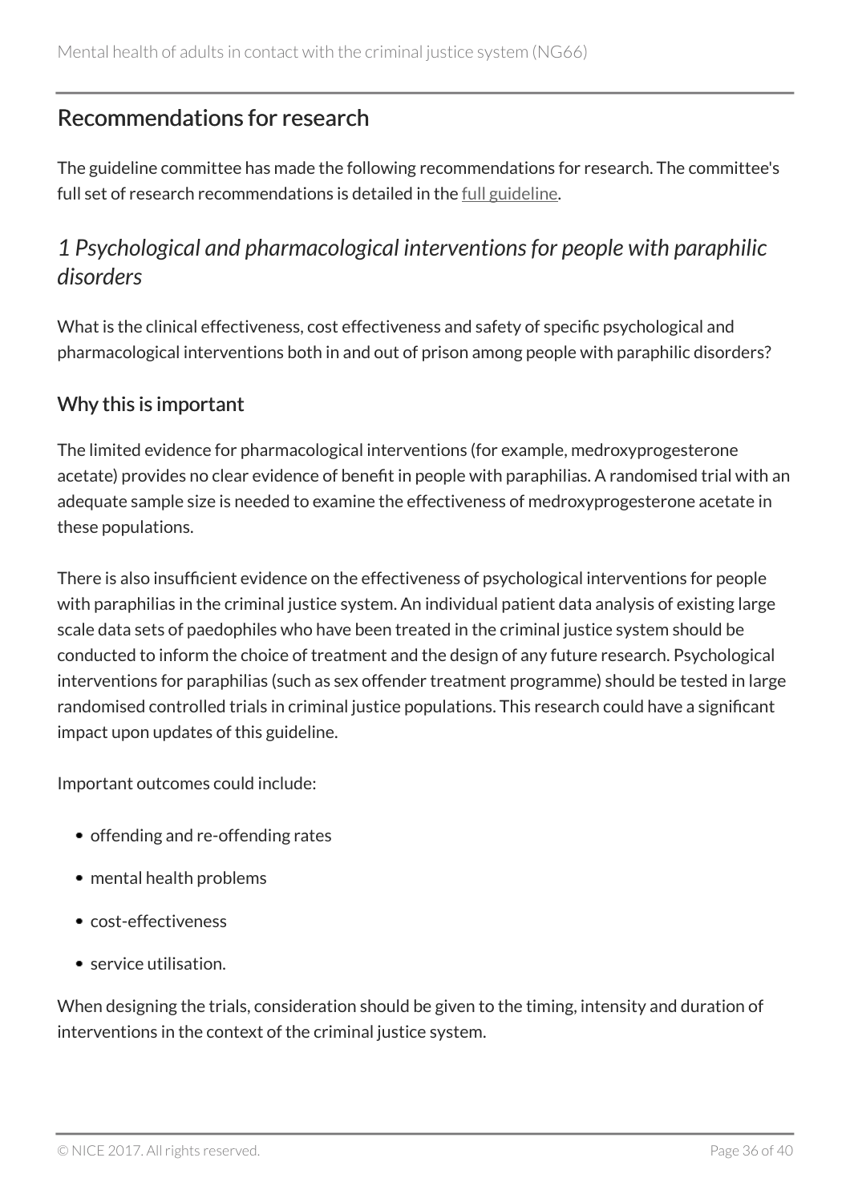## Recommendations for research

The guideline committee has made the following recommendations for research. The committee's full set of research recommendations is detailed in the full guideline.

### *1 Psychological and pharmacological interventions for people with paraphilic disorders*

What is the clinical effectiveness, cost effectiveness and safety of specific psychological and pharmacological interventions both in and out of prison among people with paraphilic disorders?

#### Why this is important

The limited evidence for pharmacological interventions (for example, medroxyprogesterone acetate) provides no clear evidence of benefit in people with paraphilias. A randomised trial with an adequate sample size is needed to examine the effectiveness of medroxyprogesterone acetate in these populations.

There is also insufficient evidence on the effectiveness of psychological interventions for people with paraphilias in the criminal justice system. An individual patient data analysis of existing large scale data sets of paedophiles who have been treated in the criminal justice system should be conducted to inform the choice of treatment and the design of any future research. Psychological interventions for paraphilias (such as sex offender treatment programme) should be tested in large randomised controlled trials in criminal justice populations. This research could have a significant impact upon updates of this guideline.

Important outcomes could include:

- offending and re-offending rates
- mental health problems
- cost-effectiveness
- service utilisation.

When designing the trials, consideration should be given to the timing, intensity and duration of interventions in the context of the criminal justice system.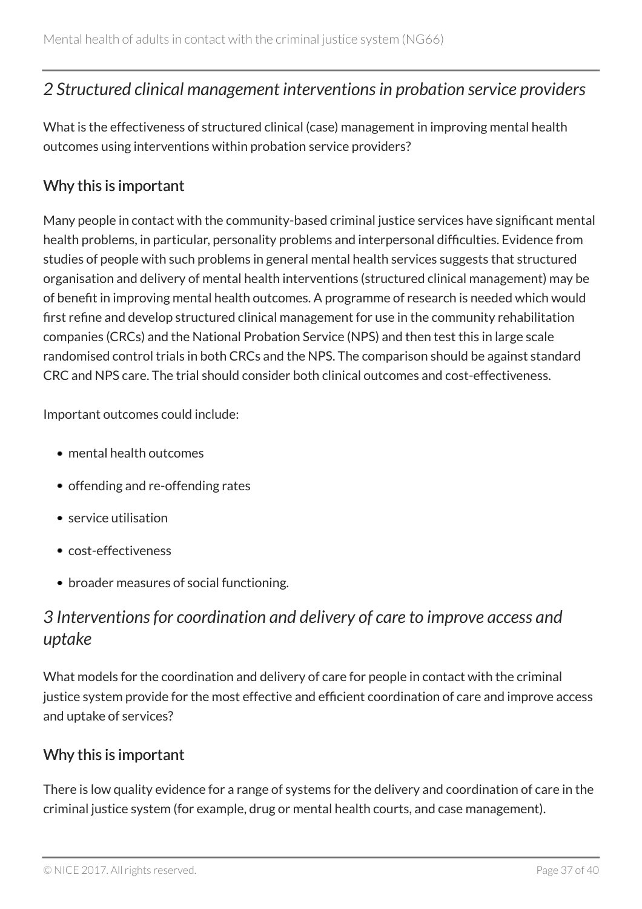### *2 Structured clinical management interventions in probation service providers*

What is the effectiveness of structured clinical (case) management in improving mental health outcomes using interventions within probation service providers?

#### Why this is important

Many people in contact with the community-based criminal justice services have significant mental health problems, in particular, personality problems and interpersonal difficulties. Evidence from studies of people with such problems in general mental health services suggests that structured organisation and delivery of mental health interventions (structured clinical management) may be of benefit in improving mental health outcomes. A programme of research is needed which would first refine and develop structured clinical management for use in the community rehabilitation companies (CRCs) and the National Probation Service (NPS) and then test this in large scale randomised control trials in both CRCs and the NPS. The comparison should be against standard CRC and NPS care. The trial should consider both clinical outcomes and cost-effectiveness.

Important outcomes could include:

- mental health outcomes
- offending and re-offending rates
- service utilisation
- cost-effectiveness
- broader measures of social functioning.

### *3 Interventions for coordination and delivery of care to improve access and uptake*

What models for the coordination and delivery of care for people in contact with the criminal justice system provide for the most effective and efficient coordination of care and improve access and uptake of services?

#### Why this is important

There is low quality evidence for a range of systems for the delivery and coordination of care in the criminal justice system (for example, drug or mental health courts, and case management).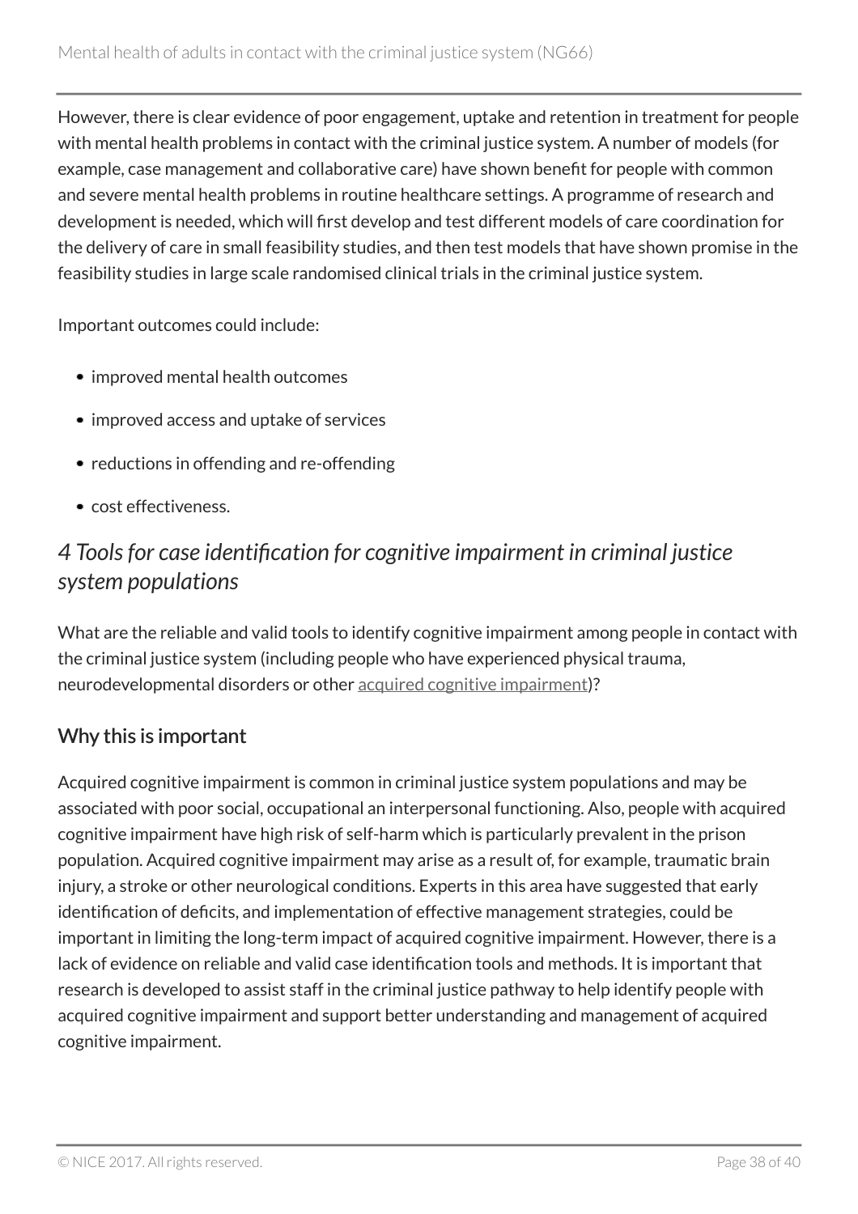However, there is clear evidence of poor engagement, uptake and retention in treatment for people with mental health problems in contact with the criminal justice system. A number of models (for example, case management and collaborative care) have shown benefit for people with common and severe mental health problems in routine healthcare settings. A programme of research and development is needed, which will first develop and test different models of care coordination for the delivery of care in small feasibility studies, and then test models that have shown promise in the feasibility studies in large scale randomised clinical trials in the criminal justice system.

Important outcomes could include:

- improved mental health outcomes
- improved access and uptake of services
- reductions in offending and re-offending
- cost effectiveness.

### *4 Tools for case identification for cognitive impairment in criminal justice system populations*

What are the reliable and valid tools to identify cognitive impairment among people in contact with the criminal justice system (including people who have experienced physical trauma, neurodevelopmental disorders or other acquired cognitive impairment)?

#### Why this is important

Acquired cognitive impairment is common in criminal justice system populations and may be associated with poor social, occupational an interpersonal functioning. Also, people with acquired cognitive impairment have high risk of self-harm which is particularly prevalent in the prison population. Acquired cognitive impairment may arise as a result of, for example, traumatic brain injury, a stroke or other neurological conditions. Experts in this area have suggested that early identification of deficits, and implementation of effective management strategies, could be important in limiting the long-term impact of acquired cognitive impairment. However, there is a lack of evidence on reliable and valid case identification tools and methods. It is important that research is developed to assist staff in the criminal justice pathway to help identify people with acquired cognitive impairment and support better understanding and management of acquired cognitive impairment.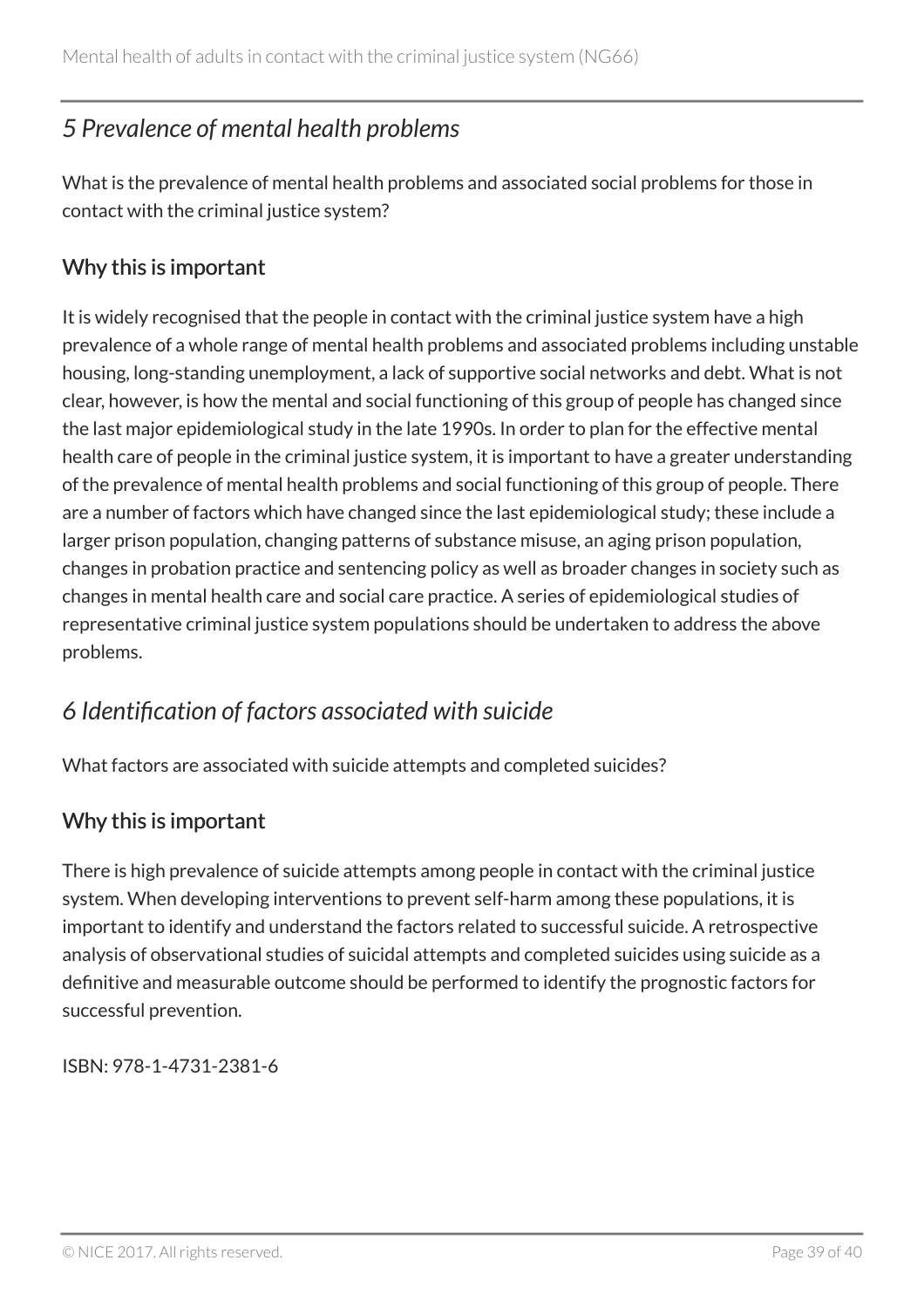## *5 Prevalence of mental health problems*

What is the prevalence of mental health problems and associated social problems for those in contact with the criminal justice system?

### Why this is important

It is widely recognised that the people in contact with the criminal justice system have a high prevalence of a whole range of mental health problems and associated problems including unstable housing, long-standing unemployment, a lack of supportive social networks and debt. What is not clear, however, is how the mental and social functioning of this group of people has changed since the last major epidemiological study in the late 1990s. In order to plan for the effective mental health care of people in the criminal justice system, it is important to have a greater understanding of the prevalence of mental health problems and social functioning of this group of people. There are a number of factors which have changed since the last epidemiological study; these include a larger prison population, changing patterns of substance misuse, an aging prison population, changes in probation practice and sentencing policy as well as broader changes in society such as changes in mental health care and social care practice. A series of epidemiological studies of representative criminal justice system populations should be undertaken to address the above problems.

## *6 Identification of factors associated with suicide*

What factors are associated with suicide attempts and completed suicides?

### Why this is important

There is high prevalence of suicide attempts among people in contact with the criminal justice system. When developing interventions to prevent self-harm among these populations, it is important to identify and understand the factors related to successful suicide. A retrospective analysis of observational studies of suicidal attempts and completed suicides using suicide as a definitive and measurable outcome should be performed to identify the prognostic factors for successful prevention.

ISBN: 978-1-4731-2381-6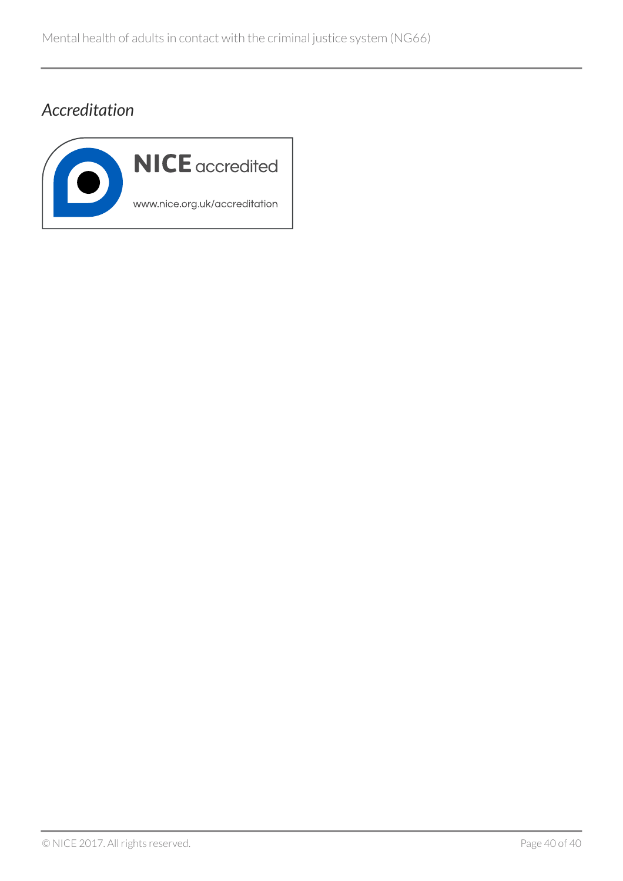*Accreditation*

NICE accredited

www.nice.org.uk/accreditation